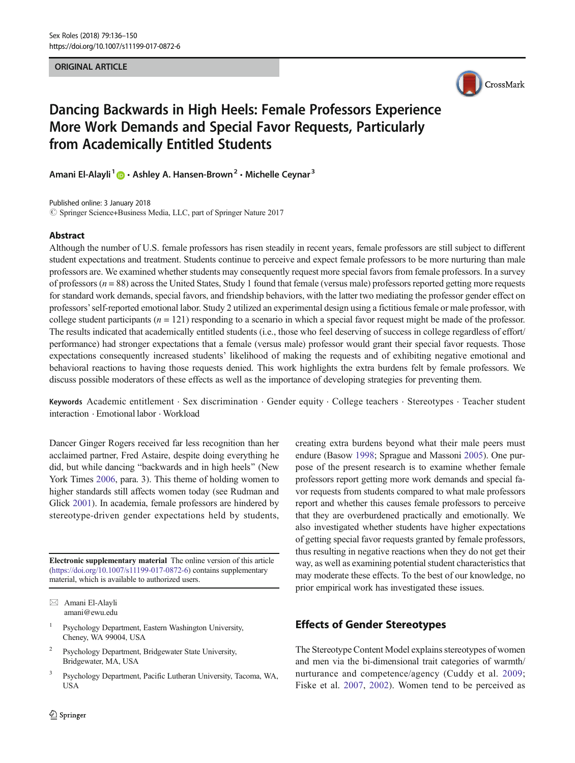ORIGINAL ARTICLE

# Dancing Backwards in High Heels: Female Professors Experience More Work Demands and Special Favor Requests, Particularly from Academically Entitled Students

Amani El-Alayli[1] · Ashley A. Hansen-Brown[2] · Michelle Ceynar[3]

Published online: 3 January 2018
© Springer Science+Business Media, LLC, part of Springer Nature 2017

## Abstract

Although the number of U.S. female professors has risen steadily in recent years, female professors are still subject to different student expectations and treatment. Students continue to perceive and expect female professors to be more nurturing than male professors are. We examined whether students may consequently request more special favors from female professors. In a survey of professors ($n = 88$) across the United States, Study 1 found that female (versus male) professors reported getting more requests for standard work demands, special favors, and friendship behaviors, with the latter two mediating the professor gender effect on professors' self-reported emotional labor. Study 2 utilized an experimental design using a fictitious female or male professor, with college student participants ($n = 121$) responding to a scenario in which a special favor request might be made of the professor. The results indicated that academically entitled students (i.e., those who feel deserving of success in college regardless of effort/performance) had stronger expectations that a female (versus male) professor would grant their special favor requests. Those expectations consequently increased students' likelihood of making the requests and of exhibiting negative emotional and behavioral reactions to having those requests denied. This work highlights the extra burdens felt by female professors. We discuss possible moderators of these effects as well as the importance of developing strategies for preventing them.

**Keywords** Academic entitlement · Sex discrimination · Gender equity · College teachers · Stereotypes · Teacher student interaction · Emotional labor · Workload

Dancer Ginger Rogers received far less recognition than her acclaimed partner, Fred Astaire, despite doing everything he did, but while dancing "backwards and in high heels" (New York Times 2006, para. 3). This theme of holding women to higher standards still affects women today (see Rudman and Glick 2001). In academia, female professors are hindered by stereotype-driven gender expectations held by students, creating extra burdens beyond what their male peers must endure (Basow 1998; Sprague and Massoni 2005). One purpose of the present research is to examine whether female professors report getting more work demands and special favor requests from students compared to what male professors report and whether this causes female professors to perceive that they are overburdened practically and emotionally. We also investigated whether students have higher expectations of getting special favor requests granted by female professors, thus resulting in negative reactions when they do not get their way, as well as examining potential student characteristics that may moderate these effects. To the best of our knowledge, no prior empirical work has investigated these issues.

**Electronic supplementary material** The online version of this article (https://doi.org/10.1007/s11199-017-0872-6) contains supplementary material, which is available to authorized users.

✉ Amani El-Alayli
amani@ewu.edu

[1] Psychology Department, Eastern Washington University, Cheney, WA 99004, USA

[2] Psychology Department, Bridgewater State University, Bridgewater, MA, USA

[3] Psychology Department, Pacific Lutheran University, Tacoma, WA, USA

## Effects of Gender Stereotypes

The Stereotype Content Model explains stereotypes of women and men via the bi-dimensional trait categories of warmth/nurturance and competence/agency (Cuddy et al. 2009; Fiske et al. 2007, 2002). Women tend to be perceived as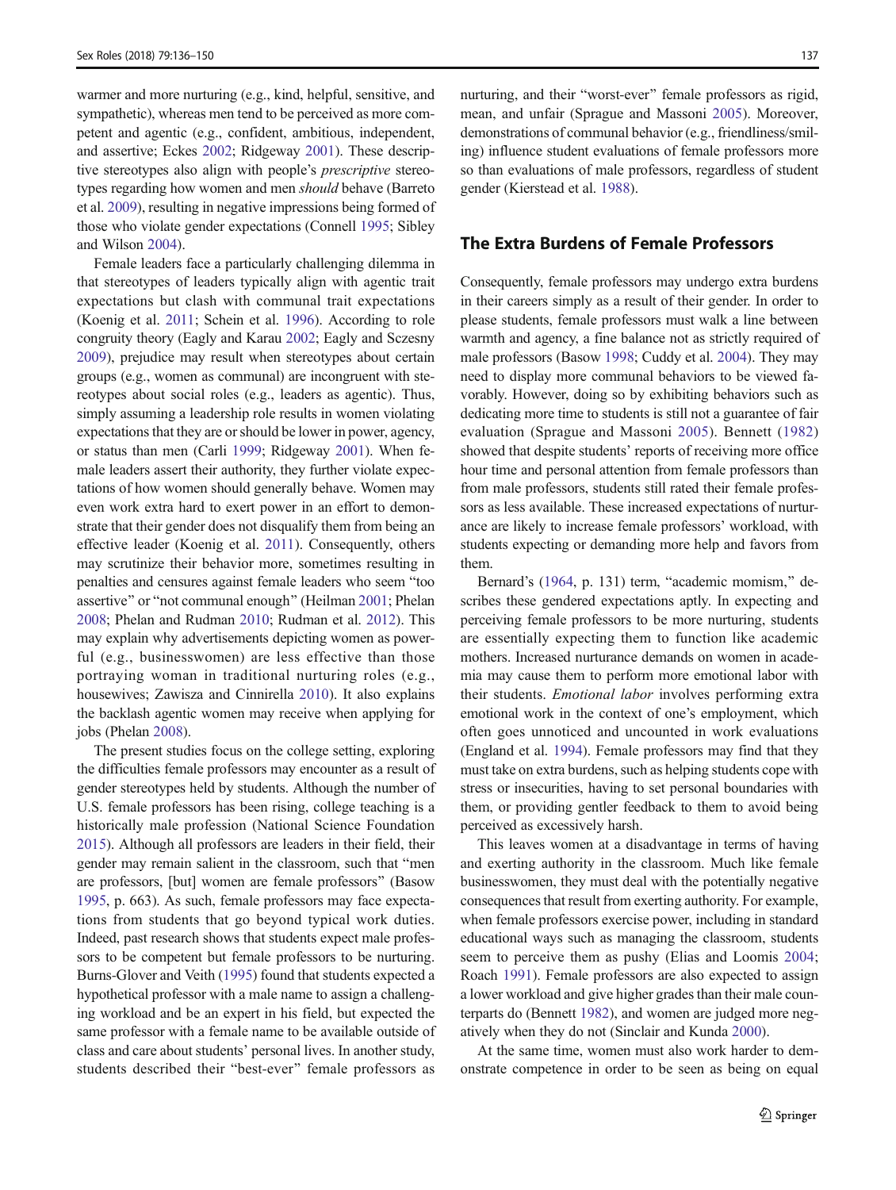warmer and more nurturing (e.g., kind, helpful, sensitive, and sympathetic), whereas men tend to be perceived as more competent and agentic (e.g., confident, ambitious, independent, and assertive; Eckes 2002; Ridgeway 2001). These descriptive stereotypes also align with people's *prescriptive* stereotypes regarding how women and men *should* behave (Barreto et al. 2009), resulting in negative impressions being formed of those who violate gender expectations (Connell 1995; Sibley and Wilson 2004).

Female leaders face a particularly challenging dilemma in that stereotypes of leaders typically align with agentic trait expectations but clash with communal trait expectations (Koenig et al. 2011; Schein et al. 1996). According to role congruity theory (Eagly and Karau 2002; Eagly and Sczesny 2009), prejudice may result when stereotypes about certain groups (e.g., women as communal) are incongruent with stereotypes about social roles (e.g., leaders as agentic). Thus, simply assuming a leadership role results in women violating expectations that they are or should be lower in power, agency, or status than men (Carli 1999; Ridgeway 2001). When female leaders assert their authority, they further violate expectations of how women should generally behave. Women may even work extra hard to exert power in an effort to demonstrate that their gender does not disqualify them from being an effective leader (Koenig et al. 2011). Consequently, others may scrutinize their behavior more, sometimes resulting in penalties and censures against female leaders who seem "too assertive" or "not communal enough" (Heilman 2001; Phelan 2008; Phelan and Rudman 2010; Rudman et al. 2012). This may explain why advertisements depicting women as powerful (e.g., businesswomen) are less effective than those portraying woman in traditional nurturing roles (e.g., housewives; Zawisza and Cinnirella 2010). It also explains the backlash agentic women may receive when applying for jobs (Phelan 2008).

The present studies focus on the college setting, exploring the difficulties female professors may encounter as a result of gender stereotypes held by students. Although the number of U.S. female professors has been rising, college teaching is a historically male profession (National Science Foundation 2015). Although all professors are leaders in their field, their gender may remain salient in the classroom, such that "men are professors, [but] women are female professors" (Basow 1995, p. 663). As such, female professors may face expectations from students that go beyond typical work duties. Indeed, past research shows that students expect male professors to be competent but female professors to be nurturing. Burns-Glover and Veith (1995) found that students expected a hypothetical professor with a male name to assign a challenging workload and be an expert in his field, but expected the same professor with a female name to be available outside of class and care about students' personal lives. In another study, students described their "best-ever" female professors as nurturing, and their "worst-ever" female professors as rigid, mean, and unfair (Sprague and Massoni 2005). Moreover, demonstrations of communal behavior (e.g., friendliness/smiling) influence student evaluations of female professors more so than evaluations of male professors, regardless of student gender (Kierstead et al. 1988).

## The Extra Burdens of Female Professors

Consequently, female professors may undergo extra burdens in their careers simply as a result of their gender. In order to please students, female professors must walk a line between warmth and agency, a fine balance not as strictly required of male professors (Basow 1998; Cuddy et al. 2004). They may need to display more communal behaviors to be viewed favorably. However, doing so by exhibiting behaviors such as dedicating more time to students is still not a guarantee of fair evaluation (Sprague and Massoni 2005). Bennett (1982) showed that despite students' reports of receiving more office hour time and personal attention from female professors than from male professors, students still rated their female professors as less available. These increased expectations of nurturance are likely to increase female professors' workload, with students expecting or demanding more help and favors from them.

Bernard's (1964, p. 131) term, "academic momism," describes these gendered expectations aptly. In expecting and perceiving female professors to be more nurturing, students are essentially expecting them to function like academic mothers. Increased nurturance demands on women in academia may cause them to perform more emotional labor with their students. *Emotional labor* involves performing extra emotional work in the context of one's employment, which often goes unnoticed and uncounted in work evaluations (England et al. 1994). Female professors may find that they must take on extra burdens, such as helping students cope with stress or insecurities, having to set personal boundaries with them, or providing gentler feedback to them to avoid being perceived as excessively harsh.

This leaves women at a disadvantage in terms of having and exerting authority in the classroom. Much like female businesswomen, they must deal with the potentially negative consequences that result from exerting authority. For example, when female professors exercise power, including in standard educational ways such as managing the classroom, students seem to perceive them as pushy (Elias and Loomis 2004; Roach 1991). Female professors are also expected to assign a lower workload and give higher grades than their male counterparts do (Bennett 1982), and women are judged more negatively when they do not (Sinclair and Kunda 2000).

At the same time, women must also work harder to demonstrate competence in order to be seen as being on equal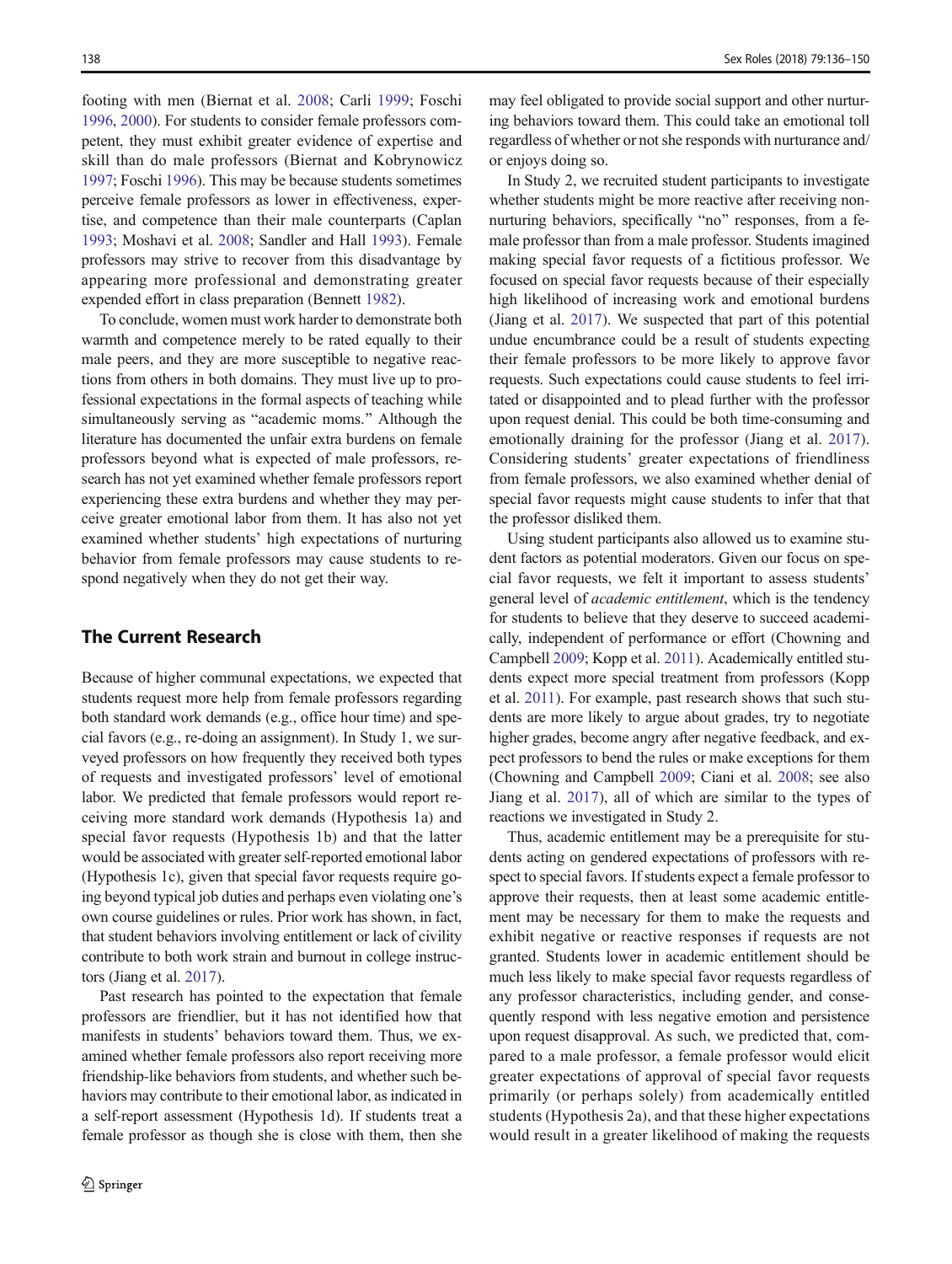footing with men (Biernat et al. 2008; Carli 1999; Foschi 1996, 2000). For students to consider female professors competent, they must exhibit greater evidence of expertise and skill than do male professors (Biernat and Kobrynowicz 1997; Foschi 1996). This may be because students sometimes perceive female professors as lower in effectiveness, expertise, and competence than their male counterparts (Caplan 1993; Moshavi et al. 2008; Sandler and Hall 1993). Female professors may strive to recover from this disadvantage by appearing more professional and demonstrating greater expended effort in class preparation (Bennett 1982).

To conclude, women must work harder to demonstrate both warmth and competence merely to be rated equally to their male peers, and they are more susceptible to negative reactions from others in both domains. They must live up to professional expectations in the formal aspects of teaching while simultaneously serving as "academic moms." Although the literature has documented the unfair extra burdens on female professors beyond what is expected of male professors, research has not yet examined whether female professors report experiencing these extra burdens and whether they may perceive greater emotional labor from them. It has also not yet examined whether students' high expectations of nurturing behavior from female professors may cause students to respond negatively when they do not get their way.

## The Current Research

Because of higher communal expectations, we expected that students request more help from female professors regarding both standard work demands (e.g., office hour time) and special favors (e.g., re-doing an assignment). In Study 1, we surveyed professors on how frequently they received both types of requests and investigated professors' level of emotional labor. We predicted that female professors would report receiving more standard work demands (Hypothesis 1a) and special favor requests (Hypothesis 1b) and that the latter would be associated with greater self-reported emotional labor (Hypothesis 1c), given that special favor requests require going beyond typical job duties and perhaps even violating one's own course guidelines or rules. Prior work has shown, in fact, that student behaviors involving entitlement or lack of civility contribute to both work strain and burnout in college instructors (Jiang et al. 2017).

Past research has pointed to the expectation that female professors are friendlier, but it has not identified how that manifests in students' behaviors toward them. Thus, we examined whether female professors also report receiving more friendship-like behaviors from students, and whether such behaviors may contribute to their emotional labor, as indicated in a self-report assessment (Hypothesis 1d). If students treat a female professor as though she is close with them, then she may feel obligated to provide social support and other nurturing behaviors toward them. This could take an emotional toll regardless of whether or not she responds with nurturance and/or enjoys doing so.

In Study 2, we recruited student participants to investigate whether students might be more reactive after receiving non-nurturing behaviors, specifically "no" responses, from a female professor than from a male professor. Students imagined making special favor requests of a fictitious professor. We focused on special favor requests because of their especially high likelihood of increasing work and emotional burdens (Jiang et al. 2017). We suspected that part of this potential undue encumbrance could be a result of students expecting their female professors to be more likely to approve favor requests. Such expectations could cause students to feel irritated or disappointed and to plead further with the professor upon request denial. This could be both time-consuming and emotionally draining for the professor (Jiang et al. 2017). Considering students' greater expectations of friendliness from female professors, we also examined whether denial of special favor requests might cause students to infer that that the professor disliked them.

Using student participants also allowed us to examine student factors as potential moderators. Given our focus on special favor requests, we felt it important to assess students' general level of *academic entitlement*, which is the tendency for students to believe that they deserve to succeed academically, independent of performance or effort (Chowning and Campbell 2009; Kopp et al. 2011). Academically entitled students expect more special treatment from professors (Kopp et al. 2011). For example, past research shows that such students are more likely to argue about grades, try to negotiate higher grades, become angry after negative feedback, and expect professors to bend the rules or make exceptions for them (Chowning and Campbell 2009; Ciani et al. 2008; see also Jiang et al. 2017), all of which are similar to the types of reactions we investigated in Study 2.

Thus, academic entitlement may be a prerequisite for students acting on gendered expectations of professors with respect to special favors. If students expect a female professor to approve their requests, then at least some academic entitlement may be necessary for them to make the requests and exhibit negative or reactive responses if requests are not granted. Students lower in academic entitlement should be much less likely to make special favor requests regardless of any professor characteristics, including gender, and consequently respond with less negative emotion and persistence upon request disapproval. As such, we predicted that, compared to a male professor, a female professor would elicit greater expectations of approval of special favor requests primarily (or perhaps solely) from academically entitled students (Hypothesis 2a), and that these higher expectations would result in a greater likelihood of making the requests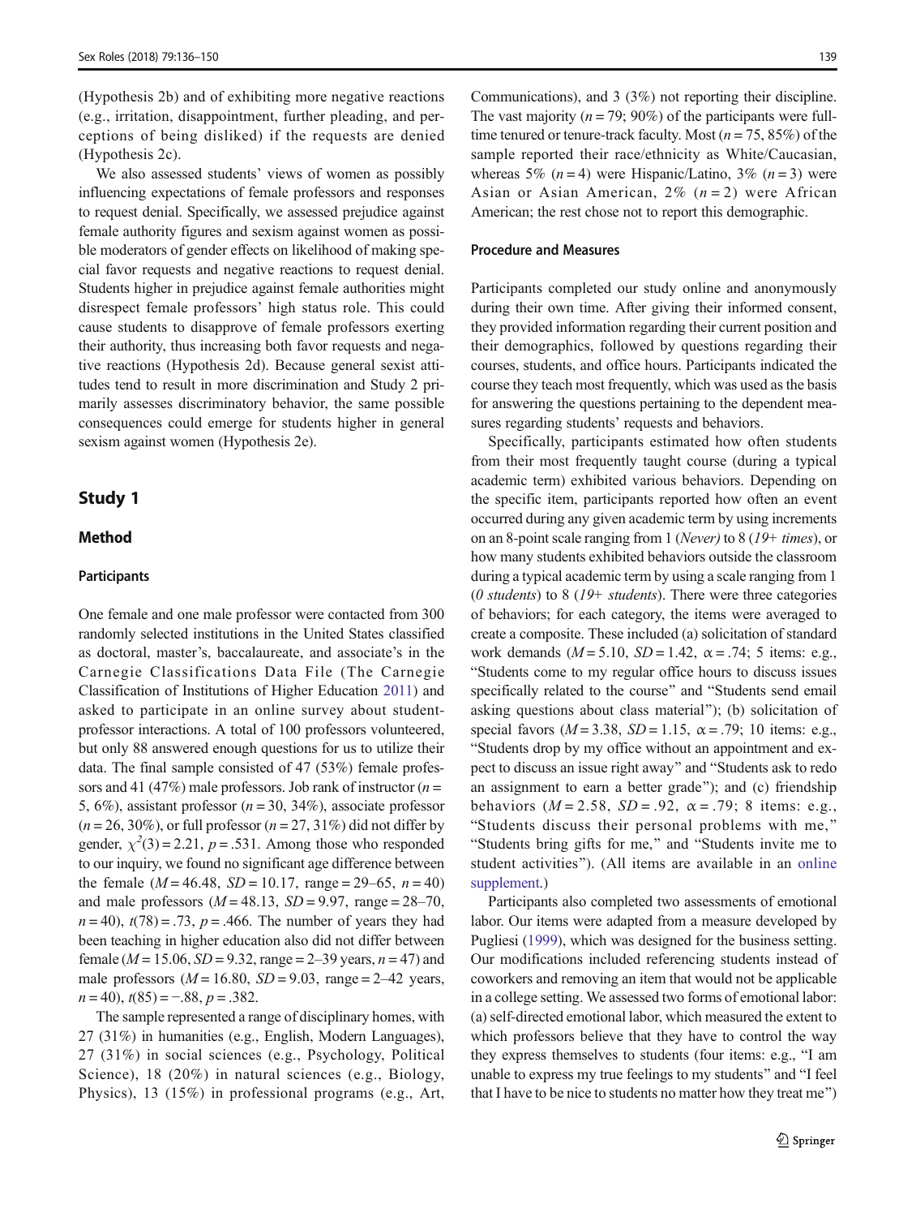(Hypothesis 2b) and of exhibiting more negative reactions (e.g., irritation, disappointment, further pleading, and perceptions of being disliked) if the requests are denied (Hypothesis 2c).

We also assessed students' views of women as possibly influencing expectations of female professors and responses to request denial. Specifically, we assessed prejudice against female authority figures and sexism against women as possible moderators of gender effects on likelihood of making special favor requests and negative reactions to request denial. Students higher in prejudice against female authorities might disrespect female professors' high status role. This could cause students to disapprove of female professors exerting their authority, thus increasing both favor requests and negative reactions (Hypothesis 2d). Because general sexist attitudes tend to result in more discrimination and Study 2 primarily assesses discriminatory behavior, the same possible consequences could emerge for students higher in general sexism against women (Hypothesis 2e).

## Study 1

### Method

#### Participants

One female and one male professor were contacted from 300 randomly selected institutions in the United States classified as doctoral, master's, baccalaureate, and associate's in the Carnegie Classifications Data File (The Carnegie Classification of Institutions of Higher Education 2011) and asked to participate in an online survey about student-professor interactions. A total of 100 professors volunteered, but only 88 answered enough questions for us to utilize their data. The final sample consisted of 47 (53%) female professors and 41 (47%) male professors. Job rank of instructor ($n = 5$, 6%), assistant professor ($n = 30$, 34%), associate professor ($n = 26$, 30%), or full professor ($n = 27$, 31%) did not differ by gender, $\chi^2(3) = 2.21$, $p = .531$. Among those who responded to our inquiry, we found no significant age difference between the female ($M = 46.48$, $SD = 10.17$, range = 29–65, $n = 40$) and male professors ($M = 48.13$, $SD = 9.97$, range = 28–70, $n = 40$), $t(78) = .73$, $p = .466$. The number of years they had been teaching in higher education also did not differ between female ($M = 15.06$, $SD = 9.32$, range = 2–39 years, $n = 47$) and male professors ($M = 16.80$, $SD = 9.03$, range = 2–42 years, $n = 40$), $t(85) = -.88$, $p = .382$.

The sample represented a range of disciplinary homes, with 27 (31%) in humanities (e.g., English, Modern Languages), 27 (31%) in social sciences (e.g., Psychology, Political Science), 18 (20%) in natural sciences (e.g., Biology, Physics), 13 (15%) in professional programs (e.g., Art, Communications), and 3 (3%) not reporting their discipline. The vast majority ($n = 79$; 90%) of the participants were full-time tenured or tenure-track faculty. Most ($n = 75$, 85%) of the sample reported their race/ethnicity as White/Caucasian, whereas 5% ($n = 4$) were Hispanic/Latino, 3% ($n = 3$) were Asian or Asian American, 2% ($n = 2$) were African American; the rest chose not to report this demographic.

#### Procedure and Measures

Participants completed our study online and anonymously during their own time. After giving their informed consent, they provided information regarding their current position and their demographics, followed by questions regarding their courses, students, and office hours. Participants indicated the course they teach most frequently, which was used as the basis for answering the questions pertaining to the dependent measures regarding students' requests and behaviors.

Specifically, participants estimated how often students from their most frequently taught course (during a typical academic term) exhibited various behaviors. Depending on the specific item, participants reported how often an event occurred during any given academic term by using increments on an 8-point scale ranging from 1 (*Never)* to 8 (*19+ times*), or how many students exhibited behaviors outside the classroom during a typical academic term by using a scale ranging from 1 (*0 students*) to 8 (*19+ students*). There were three categories of behaviors; for each category, the items were averaged to create a composite. These included (a) solicitation of standard work demands ($M = 5.10$, $SD = 1.42$, $\alpha = .74$; 5 items: e.g., "Students come to my regular office hours to discuss issues specifically related to the course" and "Students send email asking questions about class material"); (b) solicitation of special favors ($M = 3.38$, $SD = 1.15$, $\alpha = .79$; 10 items: e.g., "Students drop by my office without an appointment and expect to discuss an issue right away" and "Students ask to redo an assignment to earn a better grade"); and (c) friendship behaviors ($M = 2.58$, $SD = .92$, $\alpha = .79$; 8 items: e.g., "Students discuss their personal problems with me," "Students bring gifts for me," and "Students invite me to student activities"). (All items are available in an online supplement.)

Participants also completed two assessments of emotional labor. Our items were adapted from a measure developed by Pugliesi (1999), which was designed for the business setting. Our modifications included referencing students instead of coworkers and removing an item that would not be applicable in a college setting. We assessed two forms of emotional labor: (a) self-directed emotional labor, which measured the extent to which professors believe that they have to control the way they express themselves to students (four items: e.g., "I am unable to express my true feelings to my students" and "I feel that I have to be nice to students no matter how they treat me")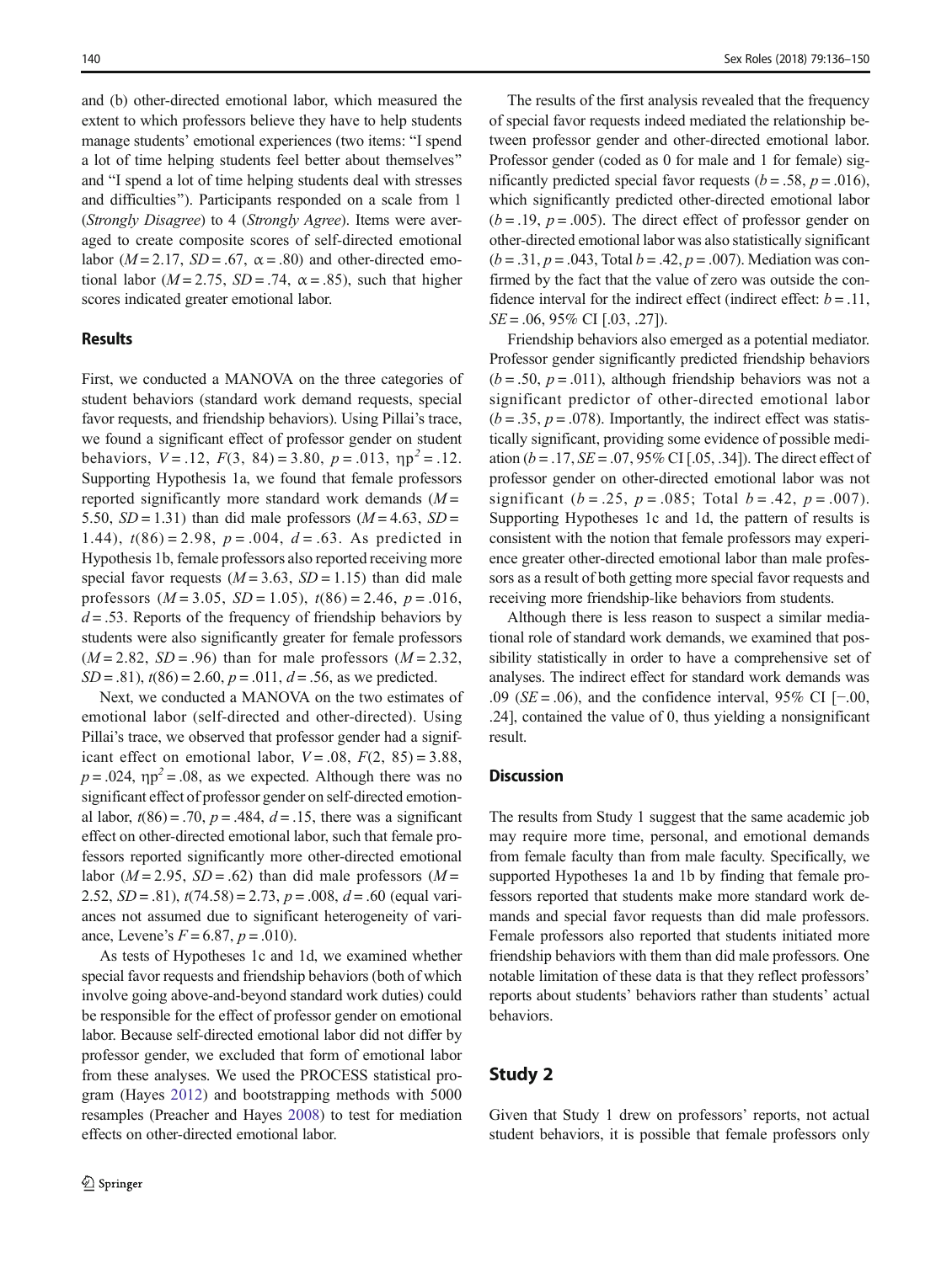and (b) other-directed emotional labor, which measured the extent to which professors believe they have to help students manage students' emotional experiences (two items: "I spend a lot of time helping students feel better about themselves" and "I spend a lot of time helping students deal with stresses and difficulties"). Participants responded on a scale from 1 (*Strongly Disagree*) to 4 (*Strongly Agree*). Items were averaged to create composite scores of self-directed emotional labor ($M = 2.17$, $SD = .67$, $\alpha = .80$) and other-directed emotional labor ($M = 2.75$, $SD = .74$, $\alpha = .85$), such that higher scores indicated greater emotional labor.

### Results

First, we conducted a MANOVA on the three categories of student behaviors (standard work demand requests, special favor requests, and friendship behaviors). Using Pillai's trace, we found a significant effect of professor gender on student behaviors, $V = .12$, $F(3, 84) = 3.80$, $p = .013$, $\eta p^2 = .12$. Supporting Hypothesis 1a, we found that female professors reported significantly more standard work demands ($M = 5.50$, $SD = 1.31$) than did male professors ($M = 4.63$, $SD = 1.44$), $t(86) = 2.98$, $p = .004$, $d = .63$. As predicted in Hypothesis 1b, female professors also reported receiving more special favor requests ($M = 3.63$, $SD = 1.15$) than did male professors ($M = 3.05$, $SD = 1.05$), $t(86) = 2.46$, $p = .016$, $d = .53$. Reports of the frequency of friendship behaviors by students were also significantly greater for female professors ($M = 2.82$, $SD = .96$) than for male professors ($M = 2.32$, $SD = .81$), $t(86) = 2.60$, $p = .011$, $d = .56$, as we predicted.

Next, we conducted a MANOVA on the two estimates of emotional labor (self-directed and other-directed). Using Pillai's trace, we observed that professor gender had a significant effect on emotional labor, $V = .08$, $F(2, 85) = 3.88$, $p = .024$, $\eta p^2 = .08$, as we expected. Although there was no significant effect of professor gender on self-directed emotional labor, $t(86) = .70$, $p = .484$, $d = .15$, there was a significant effect on other-directed emotional labor, such that female professors reported significantly more other-directed emotional labor ($M = 2.95$, $SD = .62$) than did male professors ($M = 2.52$, $SD = .81$), $t(74.58) = 2.73$, $p = .008$, $d = .60$ (equal variances not assumed due to significant heterogeneity of variance, Levene's $F = 6.87$, $p = .010$).

As tests of Hypotheses 1c and 1d, we examined whether special favor requests and friendship behaviors (both of which involve going above-and-beyond standard work duties) could be responsible for the effect of professor gender on emotional labor. Because self-directed emotional labor did not differ by professor gender, we excluded that form of emotional labor from these analyses. We used the PROCESS statistical program (Hayes 2012) and bootstrapping methods with 5000 resamples (Preacher and Hayes 2008) to test for mediation effects on other-directed emotional labor.

The results of the first analysis revealed that the frequency of special favor requests indeed mediated the relationship between professor gender and other-directed emotional labor. Professor gender (coded as 0 for male and 1 for female) significantly predicted special favor requests ($b = .58$, $p = .016$), which significantly predicted other-directed emotional labor ($b = .19$, $p = .005$). The direct effect of professor gender on other-directed emotional labor was also statistically significant ($b = .31$, $p = .043$, Total $b = .42$, $p = .007$). Mediation was confirmed by the fact that the value of zero was outside the confidence interval for the indirect effect (indirect effect: $b = .11$, $SE = .06$, 95% CI [.03, .27]).

Friendship behaviors also emerged as a potential mediator. Professor gender significantly predicted friendship behaviors ($b = .50$, $p = .011$), although friendship behaviors was not a significant predictor of other-directed emotional labor ($b = .35$, $p = .078$). Importantly, the indirect effect was statistically significant, providing some evidence of possible mediation ($b = .17$, $SE = .07$, 95% CI [.05, .34]). The direct effect of professor gender on other-directed emotional labor was not significant ($b = .25$, $p = .085$; Total $b = .42$, $p = .007$). Supporting Hypotheses 1c and 1d, the pattern of results is consistent with the notion that female professors may experience greater other-directed emotional labor than male professors as a result of both getting more special favor requests and receiving more friendship-like behaviors from students.

Although there is less reason to suspect a similar mediational role of standard work demands, we examined that possibility statistically in order to have a comprehensive set of analyses. The indirect effect for standard work demands was .09 ($SE = .06$), and the confidence interval, 95% CI [−.00, .24], contained the value of 0, thus yielding a nonsignificant result.

### Discussion

The results from Study 1 suggest that the same academic job may require more time, personal, and emotional demands from female faculty than from male faculty. Specifically, we supported Hypotheses 1a and 1b by finding that female professors reported that students make more standard work demands and special favor requests than did male professors. Female professors also reported that students initiated more friendship behaviors with them than did male professors. One notable limitation of these data is that they reflect professors' reports about students' behaviors rather than students' actual behaviors.

## Study 2

Given that Study 1 drew on professors' reports, not actual student behaviors, it is possible that female professors only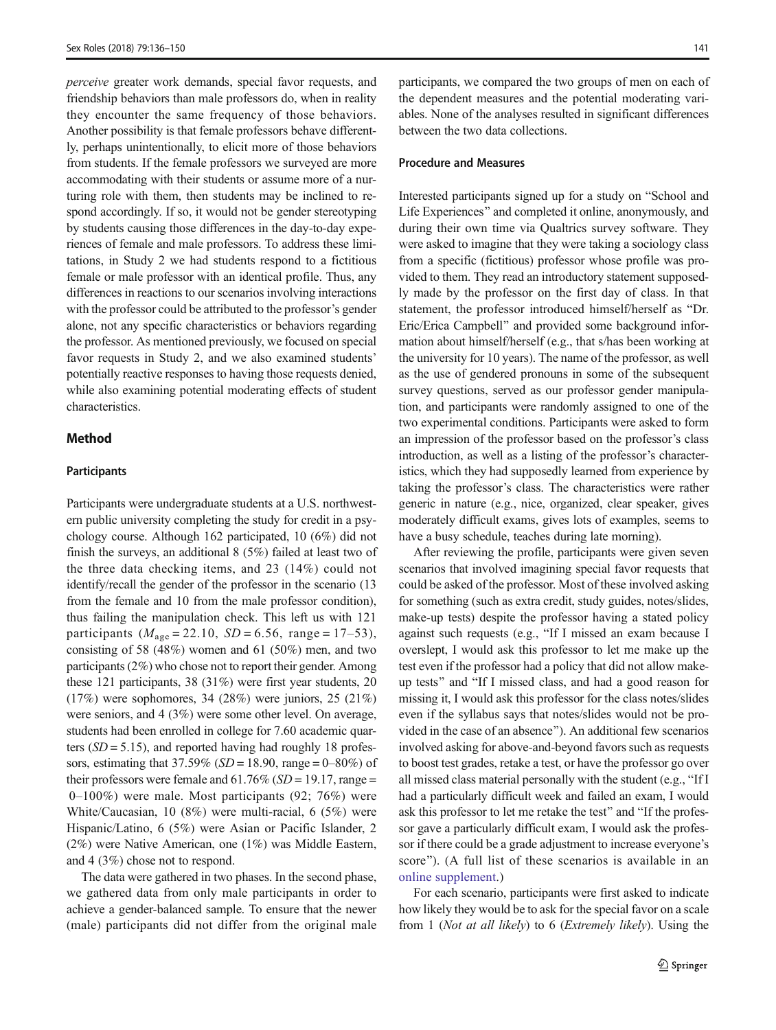*perceive* greater work demands, special favor requests, and friendship behaviors than male professors do, when in reality they encounter the same frequency of those behaviors. Another possibility is that female professors behave differently, perhaps unintentionally, to elicit more of those behaviors from students. If the female professors we surveyed are more accommodating with their students or assume more of a nurturing role with them, then students may be inclined to respond accordingly. If so, it would not be gender stereotyping by students causing those differences in the day-to-day experiences of female and male professors. To address these limitations, in Study 2 we had students respond to a fictitious female or male professor with an identical profile. Thus, any differences in reactions to our scenarios involving interactions with the professor could be attributed to the professor's gender alone, not any specific characteristics or behaviors regarding the professor. As mentioned previously, we focused on special favor requests in Study 2, and we also examined students' potentially reactive responses to having those requests denied, while also examining potential moderating effects of student characteristics.

## Method

### Participants

Participants were undergraduate students at a U.S. northwestern public university completing the study for credit in a psychology course. Although 162 participated, 10 (6%) did not finish the surveys, an additional 8 (5%) failed at least two of the three data checking items, and 23 (14%) could not identify/recall the gender of the professor in the scenario (13 from the female and 10 from the male professor condition), thus failing the manipulation check. This left us with 121 participants ($M_{age} = 22.10$, $SD = 6.56$, range = 17–53), consisting of 58 (48%) women and 61 (50%) men, and two participants (2%) who chose not to report their gender. Among these 121 participants, 38 (31%) were first year students, 20 (17%) were sophomores, 34 (28%) were juniors, 25 (21%) were seniors, and 4 (3%) were some other level. On average, students had been enrolled in college for 7.60 academic quarters ($SD = 5.15$), and reported having had roughly 18 professors, estimating that 37.59% ($SD = 18.90$, range = 0–80%) of their professors were female and 61.76% ($SD = 19.17$, range = 0–100%) were male. Most participants (92; 76%) were White/Caucasian, 10 (8%) were multi-racial, 6 (5%) were Hispanic/Latino, 6 (5%) were Asian or Pacific Islander, 2 (2%) were Native American, one (1%) was Middle Eastern, and 4 (3%) chose not to respond.

The data were gathered in two phases. In the second phase, we gathered data from only male participants in order to achieve a gender-balanced sample. To ensure that the newer (male) participants did not differ from the original male participants, we compared the two groups of men on each of the dependent measures and the potential moderating variables. None of the analyses resulted in significant differences between the two data collections.

### Procedure and Measures

Interested participants signed up for a study on "School and Life Experiences" and completed it online, anonymously, and during their own time via Qualtrics survey software. They were asked to imagine that they were taking a sociology class from a specific (fictitious) professor whose profile was provided to them. They read an introductory statement supposedly made by the professor on the first day of class. In that statement, the professor introduced himself/herself as "Dr. Eric/Erica Campbell" and provided some background information about himself/herself (e.g., that s/has been working at the university for 10 years). The name of the professor, as well as the use of gendered pronouns in some of the subsequent survey questions, served as our professor gender manipulation, and participants were randomly assigned to one of the two experimental conditions. Participants were asked to form an impression of the professor based on the professor's class introduction, as well as a listing of the professor's characteristics, which they had supposedly learned from experience by taking the professor's class. The characteristics were rather generic in nature (e.g., nice, organized, clear speaker, gives moderately difficult exams, gives lots of examples, seems to have a busy schedule, teaches during late morning).

After reviewing the profile, participants were given seven scenarios that involved imagining special favor requests that could be asked of the professor. Most of these involved asking for something (such as extra credit, study guides, notes/slides, make-up tests) despite the professor having a stated policy against such requests (e.g., "If I missed an exam because I overslept, I would ask this professor to let me make up the test even if the professor had a policy that did not allow make-up tests" and "If I missed class, and had a good reason for missing it, I would ask this professor for the class notes/slides even if the syllabus says that notes/slides would not be provided in the case of an absence"). An additional few scenarios involved asking for above-and-beyond favors such as requests to boost test grades, retake a test, or have the professor go over all missed class material personally with the student (e.g., "If I had a particularly difficult week and failed an exam, I would ask this professor to let me retake the test" and "If the professor gave a particularly difficult exam, I would ask the professor if there could be a grade adjustment to increase everyone's score"). (A full list of these scenarios is available in an online supplement.)

For each scenario, participants were first asked to indicate how likely they would be to ask for the special favor on a scale from 1 (*Not at all likely*) to 6 (*Extremely likely*). Using the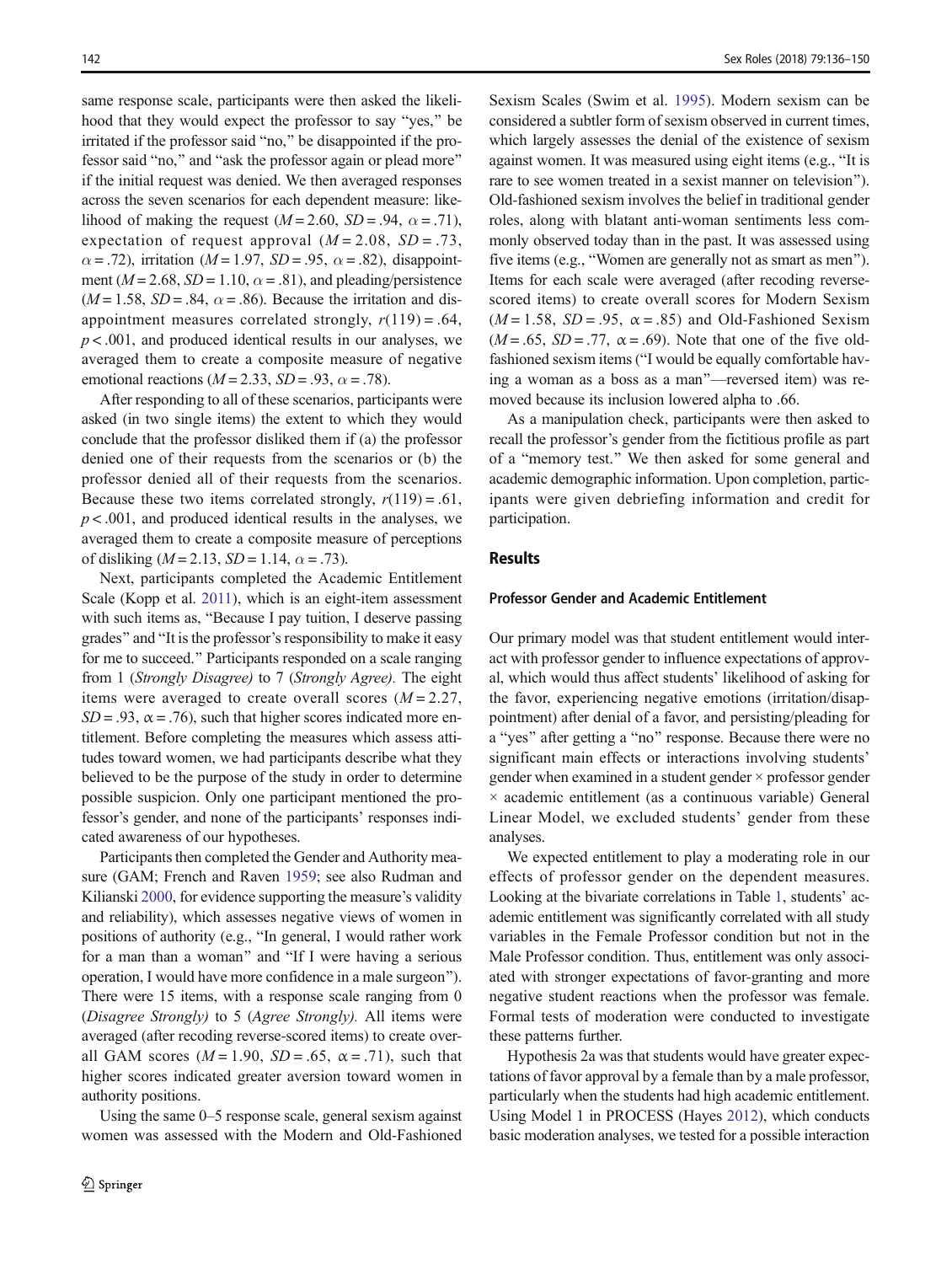same response scale, participants were then asked the likelihood that they would expect the professor to say "yes," be irritated if the professor said "no," be disappointed if the professor said "no," and "ask the professor again or plead more" if the initial request was denied. We then averaged responses across the seven scenarios for each dependent measure: likelihood of making the request ($M = 2.60$, $SD = .94$, $\alpha = .71$), expectation of request approval ($M = 2.08$, $SD = .73$, $\alpha = .72$), irritation ($M = 1.97$, $SD = .95$, $\alpha = .82$), disappointment ($M = 2.68$, $SD = 1.10$, $\alpha = .81$), and pleading/persistence ($M = 1.58$, $SD = .84$, $\alpha = .86$). Because the irritation and disappointment measures correlated strongly, $r(119) = .64$, $p < .001$, and produced identical results in our analyses, we averaged them to create a composite measure of negative emotional reactions ($M = 2.33$, $SD = .93$, $\alpha = .78$).

After responding to all of these scenarios, participants were asked (in two single items) the extent to which they would conclude that the professor disliked them if (a) the professor denied one of their requests from the scenarios or (b) the professor denied all of their requests from the scenarios. Because these two items correlated strongly, $r(119) = .61$, $p < .001$, and produced identical results in the analyses, we averaged them to create a composite measure of perceptions of disliking ($M = 2.13$, $SD = 1.14$, $\alpha = .73$).

Next, participants completed the Academic Entitlement Scale (Kopp et al. 2011), which is an eight-item assessment with such items as, "Because I pay tuition, I deserve passing grades" and "It is the professor's responsibility to make it easy for me to succeed." Participants responded on a scale ranging from 1 (*Strongly Disagree)* to 7 (*Strongly Agree).* The eight items were averaged to create overall scores ($M = 2.27$, $SD = .93$, $\alpha = .76$), such that higher scores indicated more entitlement. Before completing the measures which assess attitudes toward women, we had participants describe what they believed to be the purpose of the study in order to determine possible suspicion. Only one participant mentioned the professor's gender, and none of the participants' responses indicated awareness of our hypotheses.

Participants then completed the Gender and Authority measure (GAM; French and Raven 1959; see also Rudman and Kilianski 2000, for evidence supporting the measure's validity and reliability), which assesses negative views of women in positions of authority (e.g., "In general, I would rather work for a man than a woman" and "If I were having a serious operation, I would have more confidence in a male surgeon"). There were 15 items, with a response scale ranging from 0 (*Disagree Strongly)* to 5 (*Agree Strongly).* All items were averaged (after recoding reverse-scored items) to create overall GAM scores ($M = 1.90$, $SD = .65$, $\alpha = .71$), such that higher scores indicated greater aversion toward women in authority positions.

Using the same 0–5 response scale, general sexism against women was assessed with the Modern and Old-Fashioned Sexism Scales (Swim et al. 1995). Modern sexism can be considered a subtler form of sexism observed in current times, which largely assesses the denial of the existence of sexism against women. It was measured using eight items (e.g., "It is rare to see women treated in a sexist manner on television"). Old-fashioned sexism involves the belief in traditional gender roles, along with blatant anti-woman sentiments less commonly observed today than in the past. It was assessed using five items (e.g., "Women are generally not as smart as men"). Items for each scale were averaged (after recoding reverse-scored items) to create overall scores for Modern Sexism ($M = 1.58$, $SD = .95$, $\alpha = .85$) and Old-Fashioned Sexism ($M = .65$, $SD = .77$, $\alpha = .69$). Note that one of the five old-fashioned sexism items ("I would be equally comfortable having a woman as a boss as a man"—reversed item) was removed because its inclusion lowered alpha to .66.

As a manipulation check, participants were then asked to recall the professor's gender from the fictitious profile as part of a "memory test." We then asked for some general and academic demographic information. Upon completion, participants were given debriefing information and credit for participation.

## Results

### Professor Gender and Academic Entitlement

Our primary model was that student entitlement would interact with professor gender to influence expectations of approval, which would thus affect students' likelihood of asking for the favor, experiencing negative emotions (irritation/disappointment) after denial of a favor, and persisting/pleading for a "yes" after getting a "no" response. Because there were no significant main effects or interactions involving students' gender when examined in a student gender × professor gender × academic entitlement (as a continuous variable) General Linear Model, we excluded students' gender from these analyses.

We expected entitlement to play a moderating role in our effects of professor gender on the dependent measures. Looking at the bivariate correlations in Table 1, students' academic entitlement was significantly correlated with all study variables in the Female Professor condition but not in the Male Professor condition. Thus, entitlement was only associated with stronger expectations of favor-granting and more negative student reactions when the professor was female. Formal tests of moderation were conducted to investigate these patterns further.

Hypothesis 2a was that students would have greater expectations of favor approval by a female than by a male professor, particularly when the students had high academic entitlement. Using Model 1 in PROCESS (Hayes 2012), which conducts basic moderation analyses, we tested for a possible interaction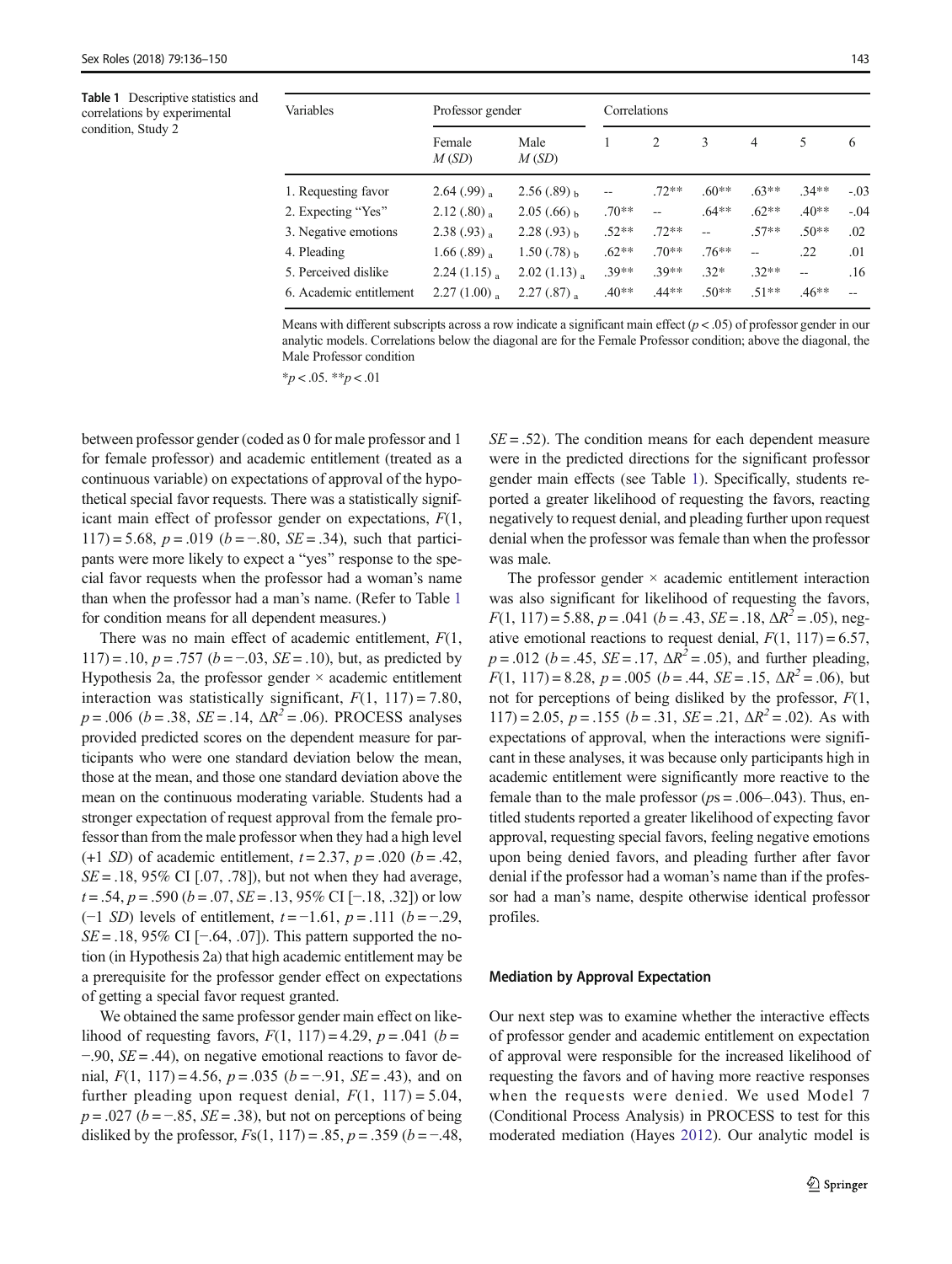**Table 1** Descriptive statistics and correlations by experimental condition, Study 2

| Variables | Professor gender | | Correlations | | | | | |
|---|---|---|---|---|---|---|---|---|
| | Female $M$ ($SD$) | Male $M$ ($SD$) | 1 | 2 | 3 | 4 | 5 | 6 |
| 1. Requesting favor | 2.64 (.99) $_a$ | 2.56 (.89) $_b$ | -- | .72** | .60** | .63** | .34** | -.03 |
| 2. Expecting "Yes" | 2.12 (.80) $_a$ | 2.05 (.66) $_b$ | .70** | -- | .64** | .62** | .40** | -.04 |
| 3. Negative emotions | 2.38 (.93) $_a$ | 2.28 (.93) $_b$ | .52** | .72** | -- | .57** | .50** | .02 |
| 4. Pleading | 1.66 (.89) $_a$ | 1.50 (.78) $_b$ | .62** | .70** | .76** | -- | .22 | .01 |
| 5. Perceived dislike | 2.24 (1.15) $_a$ | 2.02 (1.13) $_a$ | .39** | .39** | .32* | .32** | -- | .16 |
| 6. Academic entitlement | 2.27 (1.00) $_a$ | 2.27 (.87) $_a$ | .40** | .44** | .50** | .51** | .46** | -- |

Means with different subscripts across a row indicate a significant main effect ($p < .05$) of professor gender in our analytic models. Correlations below the diagonal are for the Female Professor condition; above the diagonal, the Male Professor condition

*$p < .05$. **$p < .01$

between professor gender (coded as 0 for male professor and 1 for female professor) and academic entitlement (treated as a continuous variable) on expectations of approval of the hypothetical special favor requests. There was a statistically significant main effect of professor gender on expectations, $F(1, 117) = 5.68$, $p = .019$ ($b = -.80$, $SE = .34$), such that participants were more likely to expect a "yes" response to the special favor requests when the professor had a woman's name than when the professor had a man's name. (Refer to Table 1 for condition means for all dependent measures.)

There was no main effect of academic entitlement, $F(1, 117) = .10$, $p = .757$ ($b = -.03$, $SE = .10$), but, as predicted by Hypothesis 2a, the professor gender × academic entitlement interaction was statistically significant, $F(1, 117) = 7.80$, $p = .006$ ($b = .38$, $SE = .14$, $\Delta R^2 = .06$). PROCESS analyses provided predicted scores on the dependent measure for participants who were one standard deviation below the mean, those at the mean, and those one standard deviation above the mean on the continuous moderating variable. Students had a stronger expectation of request approval from the female professor than from the male professor when they had a high level (+1 $SD$) of academic entitlement, $t = 2.37$, $p = .020$ ($b = .42$, $SE = .18$, 95% CI [.07, .78]), but not when they had average, $t = .54$, $p = .590$ ($b = .07$, $SE = .13$, 95% CI [−.18, .32]) or low (−1 $SD$) levels of entitlement, $t = -1.61$, $p = .111$ ($b = -.29$, $SE = .18$, 95% CI [−.64, .07]). This pattern supported the notion (in Hypothesis 2a) that high academic entitlement may be a prerequisite for the professor gender effect on expectations of getting a special favor request granted.

We obtained the same professor gender main effect on likelihood of requesting favors, $F(1, 117) = 4.29$, $p = .041$ ($b = -.90$, $SE = .44$), on negative emotional reactions to favor denial, $F(1, 117) = 4.56$, $p = .035$ ($b = -.91$, $SE = .43$), and on further pleading upon request denial, $F(1, 117) = 5.04$, $p = .027$ ($b = -.85$, $SE = .38$), but not on perceptions of being disliked by the professor, $Fs(1, 117) = .85$, $p = .359$ ($b = -.48$, $SE = .52$). The condition means for each dependent measure were in the predicted directions for the significant professor gender main effects (see Table 1). Specifically, students reported a greater likelihood of requesting the favors, reacting negatively to request denial, and pleading further upon request denial when the professor was female than when the professor was male.

The professor gender × academic entitlement interaction was also significant for likelihood of requesting the favors, $F(1, 117) = 5.88$, $p = .041$ ($b = .43$, $SE = .18$, $\Delta R^2 = .05$), negative emotional reactions to request denial, $F(1, 117) = 6.57$, $p = .012$ ($b = .45$, $SE = .17$, $\Delta R^2 = .05$), and further pleading, $F(1, 117) = 8.28$, $p = .005$ ($b = .44$, $SE = .15$, $\Delta R^2 = .06$), but not for perceptions of being disliked by the professor, $F(1, 117) = 2.05$, $p = .155$ ($b = .31$, $SE = .21$, $\Delta R^2 = .02$). As with expectations of approval, when the interactions were significant in these analyses, it was because only participants high in academic entitlement were significantly more reactive to the female than to the male professor ($p$s = .006–.043). Thus, entitled students reported a greater likelihood of expecting favor approval, requesting special favors, feeling negative emotions upon being denied favors, and pleading further after favor denial if the professor had a woman's name than if the professor had a man's name, despite otherwise identical professor profiles.

### Mediation by Approval Expectation

Our next step was to examine whether the interactive effects of professor gender and academic entitlement on expectation of approval were responsible for the increased likelihood of requesting the favors and of having more reactive responses when the requests were denied. We used Model 7 (Conditional Process Analysis) in PROCESS to test for this moderated mediation (Hayes 2012). Our analytic model is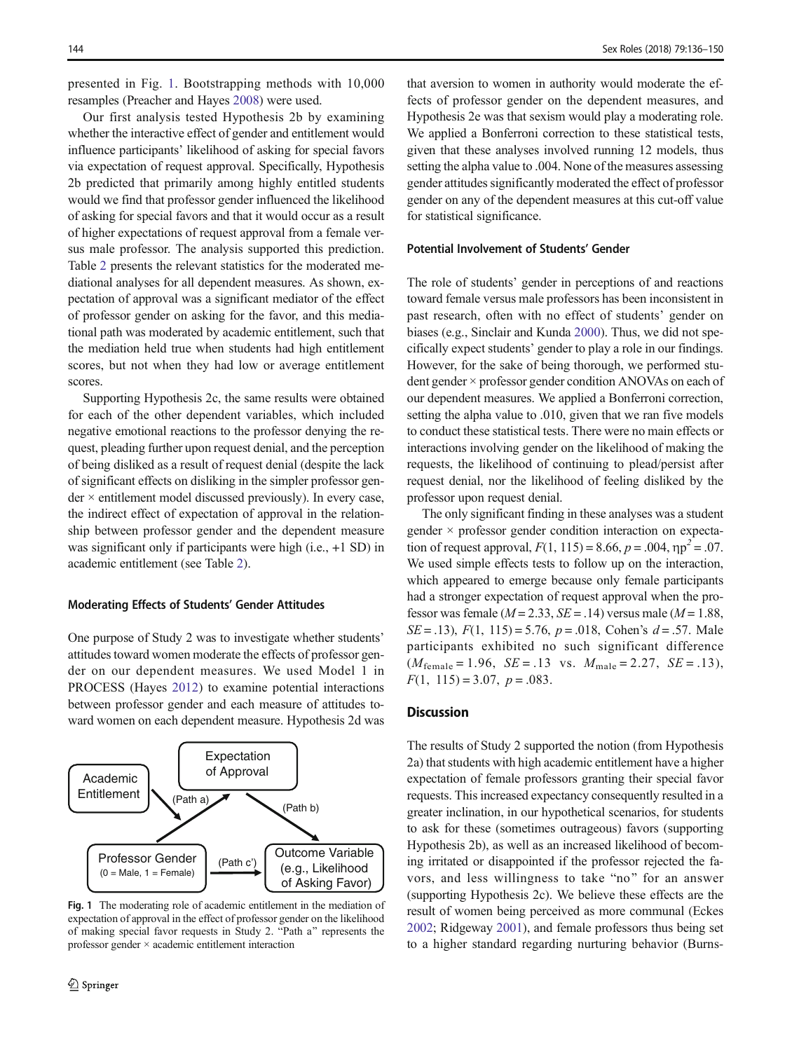presented in Fig. 1. Bootstrapping methods with 10,000 resamples (Preacher and Hayes 2008) were used.

Our first analysis tested Hypothesis 2b by examining whether the interactive effect of gender and entitlement would influence participants' likelihood of asking for special favors via expectation of request approval. Specifically, Hypothesis 2b predicted that primarily among highly entitled students would we find that professor gender influenced the likelihood of asking for special favors and that it would occur as a result of higher expectations of request approval from a female versus male professor. The analysis supported this prediction. Table 2 presents the relevant statistics for the moderated mediational analyses for all dependent measures. As shown, expectation of approval was a significant mediator of the effect of professor gender on asking for the favor, and this mediational path was moderated by academic entitlement, such that the mediation held true when students had high entitlement scores, but not when they had low or average entitlement scores.

Supporting Hypothesis 2c, the same results were obtained for each of the other dependent variables, which included negative emotional reactions to the professor denying the request, pleading further upon request denial, and the perception of being disliked as a result of request denial (despite the lack of significant effects on disliking in the simpler professor gender × entitlement model discussed previously). In every case, the indirect effect of expectation of approval in the relationship between professor gender and the dependent measure was significant only if participants were high (i.e., +1 SD) in academic entitlement (see Table 2).

#### Moderating Effects of Students' Gender Attitudes

One purpose of Study 2 was to investigate whether students' attitudes toward women moderate the effects of professor gender on our dependent measures. We used Model 1 in PROCESS (Hayes 2012) to examine potential interactions between professor gender and each measure of attitudes toward women on each dependent measure. Hypothesis 2d was that aversion to women in authority would moderate the effects of professor gender on the dependent measures, and Hypothesis 2e was that sexism would play a moderating role. We applied a Bonferroni correction to these statistical tests, given that these analyses involved running 12 models, thus setting the alpha value to .004. None of the measures assessing gender attitudes significantly moderated the effect of professor gender on any of the dependent measures at this cut-off value for statistical significance.

Academic Entitlement → (Path a) → Expectation of Approval → (Path b) → Outcome Variable (e.g., Likelihood of Asking Favor)

Professor Gender (0 = Male, 1 = Female) → (Path c') → Outcome Variable (e.g., Likelihood of Asking Favor)

**Fig. 1** The moderating role of academic entitlement in the mediation of expectation of approval in the effect of professor gender on the likelihood of making special favor requests in Study 2. "Path a" represents the professor gender × academic entitlement interaction

#### Potential Involvement of Students' Gender

The role of students' gender in perceptions of and reactions toward female versus male professors has been inconsistent in past research, often with no effect of students' gender on biases (e.g., Sinclair and Kunda 2000). Thus, we did not specifically expect students' gender to play a role in our findings. However, for the sake of being thorough, we performed student gender × professor gender condition ANOVAs on each of our dependent measures. We applied a Bonferroni correction, setting the alpha value to .010, given that we ran five models to conduct these statistical tests. There were no main effects or interactions involving gender on the likelihood of making the requests, the likelihood of continuing to plead/persist after request denial, nor the likelihood of feeling disliked by the professor upon request denial.

The only significant finding in these analyses was a student gender × professor gender condition interaction on expectation of request approval, $F(1, 115) = 8.66$, $p = .004$, $\eta_p^2 = .07$. We used simple effects tests to follow up on the interaction, which appeared to emerge because only female participants had a stronger expectation of request approval when the professor was female ($M = 2.33$, $SE = .14$) versus male ($M = 1.88$, $SE = .13$), $F(1, 115) = 5.76$, $p = .018$, Cohen's $d = .57$. Male participants exhibited no such significant difference ($M_{\text{female}} = 1.96$, $SE = .13$ vs. $M_{\text{male}} = 2.27$, $SE = .13$), $F(1, 115) = 3.07$, $p = .083$.

## Discussion

The results of Study 2 supported the notion (from Hypothesis 2a) that students with high academic entitlement have a higher expectation of female professors granting their special favor requests. This increased expectancy consequently resulted in a greater inclination, in our hypothetical scenarios, for students to ask for these (sometimes outrageous) favors (supporting Hypothesis 2b), as well as an increased likelihood of becoming irritated or disappointed if the professor rejected the favors, and less willingness to take "no" for an answer (supporting Hypothesis 2c). We believe these effects are the result of women being perceived as more communal (Eckes 2002; Ridgeway 2001), and female professors thus being set to a higher standard regarding nurturing behavior (Burns-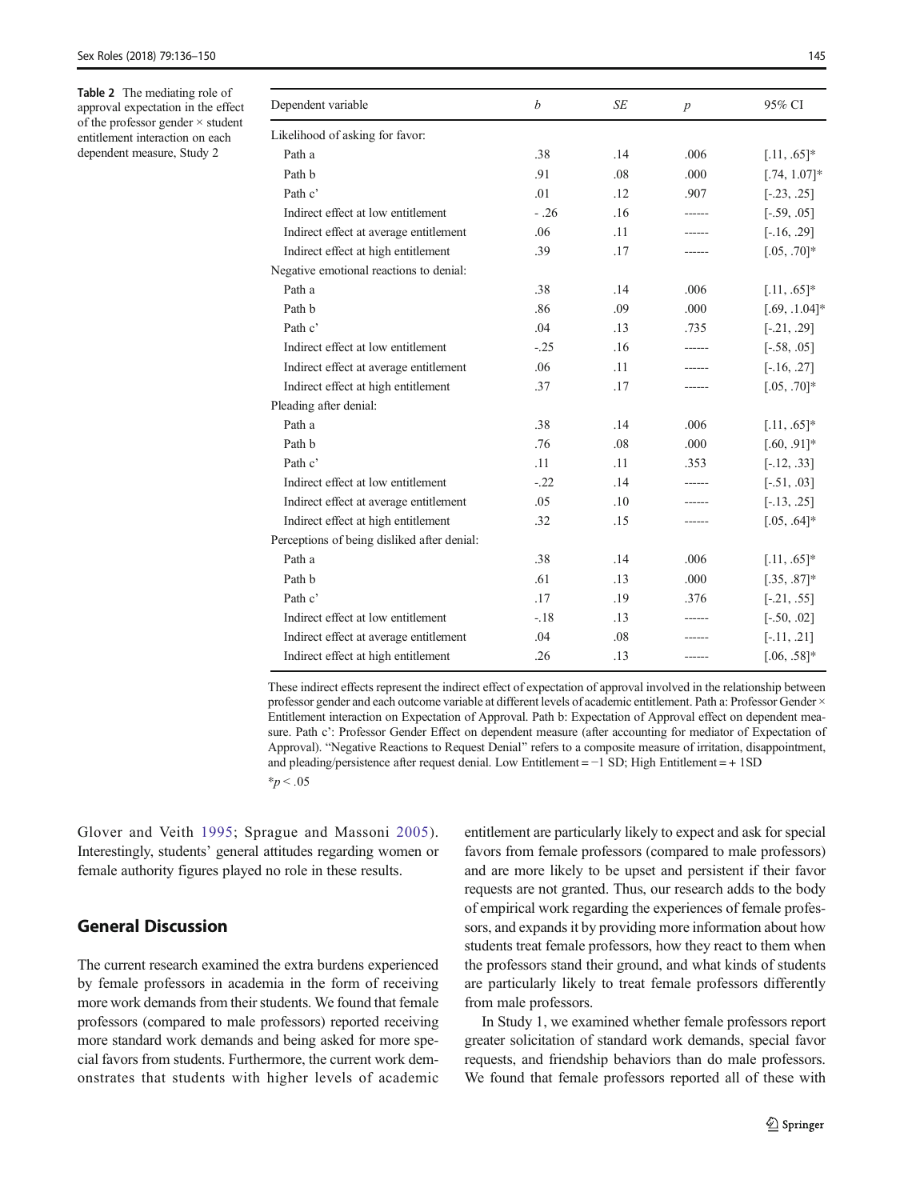**Table 2** The mediating role of approval expectation in the effect of the professor gender × student entitlement interaction on each dependent measure, Study 2

| Dependent variable | *b* | *SE* | *p* | 95% CI |
|---|---|---|---|---|
| Likelihood of asking for favor: | | | | |
| Path a | .38 | .14 | .006 | [.11, .65]* |
| Path b | .91 | .08 | .000 | [.74, 1.07]* |
| Path c' | .01 | .12 | .907 | [-.23, .25] |
| Indirect effect at low entitlement | - .26 | .16 | ------ | [-.59, .05] |
| Indirect effect at average entitlement | .06 | .11 | ------ | [-.16, .29] |
| Indirect effect at high entitlement | .39 | .17 | ------ | [.05, .70]* |
| Negative emotional reactions to denial: | | | | |
| Path a | .38 | .14 | .006 | [.11, .65]* |
| Path b | .86 | .09 | .000 | [.69, .1.04]* |
| Path c' | .04 | .13 | .735 | [-.21, .29] |
| Indirect effect at low entitlement | -.25 | .16 | ------ | [-.58, .05] |
| Indirect effect at average entitlement | .06 | .11 | ------ | [-.16, .27] |
| Indirect effect at high entitlement | .37 | .17 | ------ | [.05, .70]* |
| Pleading after denial: | | | | |
| Path a | .38 | .14 | .006 | [.11, .65]* |
| Path b | .76 | .08 | .000 | [.60, .91]* |
| Path c' | .11 | .11 | .353 | [-.12, .33] |
| Indirect effect at low entitlement | -.22 | .14 | ------ | [-.51, .03] |
| Indirect effect at average entitlement | .05 | .10 | ------ | [-.13, .25] |
| Indirect effect at high entitlement | .32 | .15 | ------ | [.05, .64]* |
| Perceptions of being disliked after denial: | | | | |
| Path a | .38 | .14 | .006 | [.11, .65]* |
| Path b | .61 | .13 | .000 | [.35, .87]* |
| Path c' | .17 | .19 | .376 | [-.21, .55] |
| Indirect effect at low entitlement | -.18 | .13 | ------ | [-.50, .02] |
| Indirect effect at average entitlement | .04 | .08 | ------ | [-.11, .21] |
| Indirect effect at high entitlement | .26 | .13 | ------ | [.06, .58]* |

These indirect effects represent the indirect effect of expectation of approval involved in the relationship between professor gender and each outcome variable at different levels of academic entitlement. Path a: Professor Gender × Entitlement interaction on Expectation of Approval. Path b: Expectation of Approval effect on dependent measure. Path c': Professor Gender Effect on dependent measure (after accounting for mediator of Expectation of Approval). "Negative Reactions to Request Denial" refers to a composite measure of irritation, disappointment, and pleading/persistence after request denial. Low Entitlement = −1 SD; High Entitlement = + 1SD

*$p < .05$

Glover and Veith 1995; Sprague and Massoni 2005). Interestingly, students' general attitudes regarding women or female authority figures played no role in these results.

## General Discussion

The current research examined the extra burdens experienced by female professors in academia in the form of receiving more work demands from their students. We found that female professors (compared to male professors) reported receiving more standard work demands and being asked for more special favors from students. Furthermore, the current work demonstrates that students with higher levels of academic entitlement are particularly likely to expect and ask for special favors from female professors (compared to male professors) and are more likely to be upset and persistent if their favor requests are not granted. Thus, our research adds to the body of empirical work regarding the experiences of female professors, and expands it by providing more information about how students treat female professors, how they react to them when the professors stand their ground, and what kinds of students are particularly likely to treat female professors differently from male professors.

In Study 1, we examined whether female professors report greater solicitation of standard work demands, special favor requests, and friendship behaviors than do male professors. We found that female professors reported all of these with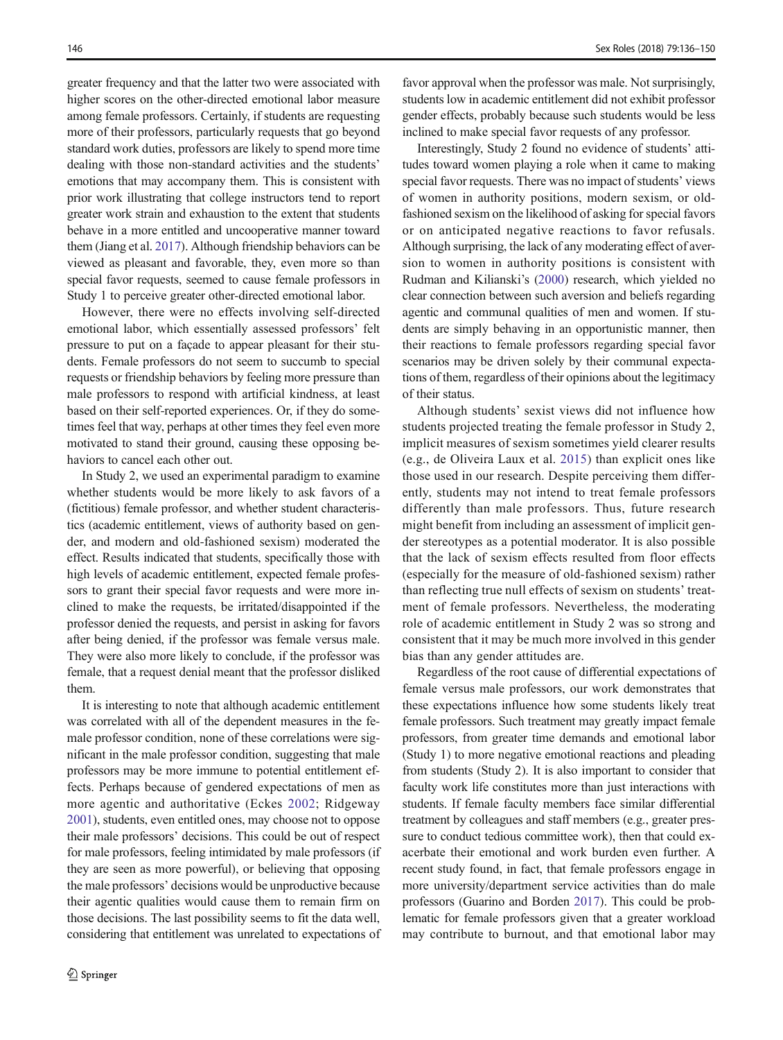greater frequency and that the latter two were associated with higher scores on the other-directed emotional labor measure among female professors. Certainly, if students are requesting more of their professors, particularly requests that go beyond standard work duties, professors are likely to spend more time dealing with those non-standard activities and the students' emotions that may accompany them. This is consistent with prior work illustrating that college instructors tend to report greater work strain and exhaustion to the extent that students behave in a more entitled and uncooperative manner toward them (Jiang et al. 2017). Although friendship behaviors can be viewed as pleasant and favorable, they, even more so than special favor requests, seemed to cause female professors in Study 1 to perceive greater other-directed emotional labor.

However, there were no effects involving self-directed emotional labor, which essentially assessed professors' felt pressure to put on a façade to appear pleasant for their students. Female professors do not seem to succumb to special requests or friendship behaviors by feeling more pressure than male professors to respond with artificial kindness, at least based on their self-reported experiences. Or, if they do sometimes feel that way, perhaps at other times they feel even more motivated to stand their ground, causing these opposing behaviors to cancel each other out.

In Study 2, we used an experimental paradigm to examine whether students would be more likely to ask favors of a (fictitious) female professor, and whether student characteristics (academic entitlement, views of authority based on gender, and modern and old-fashioned sexism) moderated the effect. Results indicated that students, specifically those with high levels of academic entitlement, expected female professors to grant their special favor requests and were more inclined to make the requests, be irritated/disappointed if the professor denied the requests, and persist in asking for favors after being denied, if the professor was female versus male. They were also more likely to conclude, if the professor was female, that a request denial meant that the professor disliked them.

It is interesting to note that although academic entitlement was correlated with all of the dependent measures in the female professor condition, none of these correlations were significant in the male professor condition, suggesting that male professors may be more immune to potential entitlement effects. Perhaps because of gendered expectations of men as more agentic and authoritative (Eckes 2002; Ridgeway 2001), students, even entitled ones, may choose not to oppose their male professors' decisions. This could be out of respect for male professors, feeling intimidated by male professors (if they are seen as more powerful), or believing that opposing the male professors' decisions would be unproductive because their agentic qualities would cause them to remain firm on those decisions. The last possibility seems to fit the data well, considering that entitlement was unrelated to expectations of favor approval when the professor was male. Not surprisingly, students low in academic entitlement did not exhibit professor gender effects, probably because such students would be less inclined to make special favor requests of any professor.

Interestingly, Study 2 found no evidence of students' attitudes toward women playing a role when it came to making special favor requests. There was no impact of students' views of women in authority positions, modern sexism, or old-fashioned sexism on the likelihood of asking for special favors or on anticipated negative reactions to favor refusals. Although surprising, the lack of any moderating effect of aversion to women in authority positions is consistent with Rudman and Kilianski's (2000) research, which yielded no clear connection between such aversion and beliefs regarding agentic and communal qualities of men and women. If students are simply behaving in an opportunistic manner, then their reactions to female professors regarding special favor scenarios may be driven solely by their communal expectations of them, regardless of their opinions about the legitimacy of their status.

Although students' sexist views did not influence how students projected treating the female professor in Study 2, implicit measures of sexism sometimes yield clearer results (e.g., de Oliveira Laux et al. 2015) than explicit ones like those used in our research. Despite perceiving them differently, students may not intend to treat female professors differently than male professors. Thus, future research might benefit from including an assessment of implicit gender stereotypes as a potential moderator. It is also possible that the lack of sexism effects resulted from floor effects (especially for the measure of old-fashioned sexism) rather than reflecting true null effects of sexism on students' treatment of female professors. Nevertheless, the moderating role of academic entitlement in Study 2 was so strong and consistent that it may be much more involved in this gender bias than any gender attitudes are.

Regardless of the root cause of differential expectations of female versus male professors, our work demonstrates that these expectations influence how some students likely treat female professors. Such treatment may greatly impact female professors, from greater time demands and emotional labor (Study 1) to more negative emotional reactions and pleading from students (Study 2). It is also important to consider that faculty work life constitutes more than just interactions with students. If female faculty members face similar differential treatment by colleagues and staff members (e.g., greater pressure to conduct tedious committee work), then that could exacerbate their emotional and work burden even further. A recent study found, in fact, that female professors engage in more university/department service activities than do male professors (Guarino and Borden 2017). This could be problematic for female professors given that a greater workload may contribute to burnout, and that emotional labor may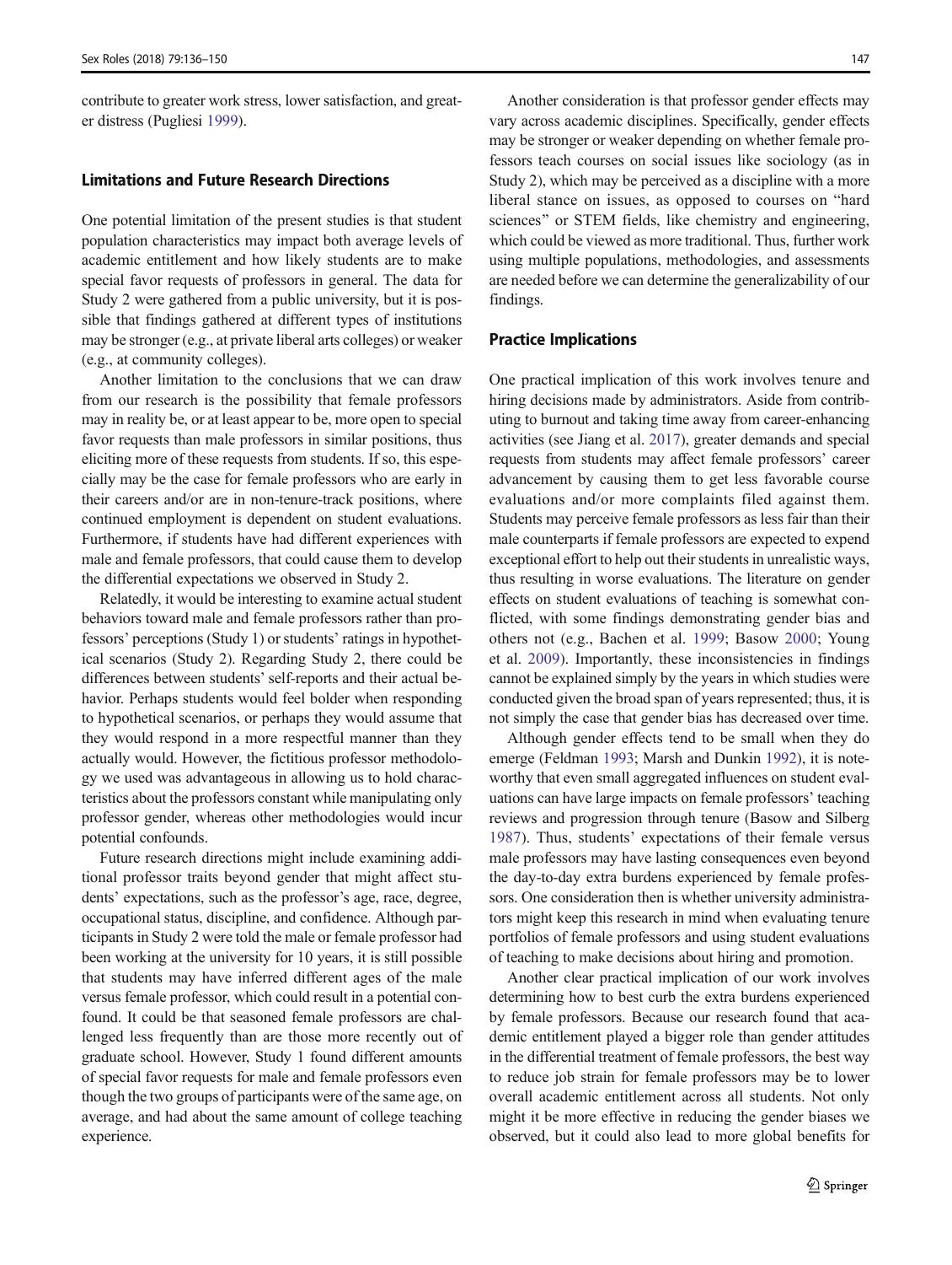contribute to greater work stress, lower satisfaction, and greater distress (Pugliesi 1999).

### Limitations and Future Research Directions

One potential limitation of the present studies is that student population characteristics may impact both average levels of academic entitlement and how likely students are to make special favor requests of professors in general. The data for Study 2 were gathered from a public university, but it is possible that findings gathered at different types of institutions may be stronger (e.g., at private liberal arts colleges) or weaker (e.g., at community colleges).

Another limitation to the conclusions that we can draw from our research is the possibility that female professors may in reality be, or at least appear to be, more open to special favor requests than male professors in similar positions, thus eliciting more of these requests from students. If so, this especially may be the case for female professors who are early in their careers and/or are in non-tenure-track positions, where continued employment is dependent on student evaluations. Furthermore, if students have had different experiences with male and female professors, that could cause them to develop the differential expectations we observed in Study 2.

Relatedly, it would be interesting to examine actual student behaviors toward male and female professors rather than professors' perceptions (Study 1) or students' ratings in hypothetical scenarios (Study 2). Regarding Study 2, there could be differences between students' self-reports and their actual behavior. Perhaps students would feel bolder when responding to hypothetical scenarios, or perhaps they would assume that they would respond in a more respectful manner than they actually would. However, the fictitious professor methodology we used was advantageous in allowing us to hold characteristics about the professors constant while manipulating only professor gender, whereas other methodologies would incur potential confounds.

Future research directions might include examining additional professor traits beyond gender that might affect students' expectations, such as the professor's age, race, degree, occupational status, discipline, and confidence. Although participants in Study 2 were told the male or female professor had been working at the university for 10 years, it is still possible that students may have inferred different ages of the male versus female professor, which could result in a potential confound. It could be that seasoned female professors are challenged less frequently than are those more recently out of graduate school. However, Study 1 found different amounts of special favor requests for male and female professors even though the two groups of participants were of the same age, on average, and had about the same amount of college teaching experience.

Another consideration is that professor gender effects may vary across academic disciplines. Specifically, gender effects may be stronger or weaker depending on whether female professors teach courses on social issues like sociology (as in Study 2), which may be perceived as a discipline with a more liberal stance on issues, as opposed to courses on "hard sciences" or STEM fields, like chemistry and engineering, which could be viewed as more traditional. Thus, further work using multiple populations, methodologies, and assessments are needed before we can determine the generalizability of our findings.

### Practice Implications

One practical implication of this work involves tenure and hiring decisions made by administrators. Aside from contributing to burnout and taking time away from career-enhancing activities (see Jiang et al. 2017), greater demands and special requests from students may affect female professors' career advancement by causing them to get less favorable course evaluations and/or more complaints filed against them. Students may perceive female professors as less fair than their male counterparts if female professors are expected to expend exceptional effort to help out their students in unrealistic ways, thus resulting in worse evaluations. The literature on gender effects on student evaluations of teaching is somewhat conflicted, with some findings demonstrating gender bias and others not (e.g., Bachen et al. 1999; Basow 2000; Young et al. 2009). Importantly, these inconsistencies in findings cannot be explained simply by the years in which studies were conducted given the broad span of years represented; thus, it is not simply the case that gender bias has decreased over time.

Although gender effects tend to be small when they do emerge (Feldman 1993; Marsh and Dunkin 1992), it is noteworthy that even small aggregated influences on student evaluations can have large impacts on female professors' teaching reviews and progression through tenure (Basow and Silberg 1987). Thus, students' expectations of their female versus male professors may have lasting consequences even beyond the day-to-day extra burdens experienced by female professors. One consideration then is whether university administrators might keep this research in mind when evaluating tenure portfolios of female professors and using student evaluations of teaching to make decisions about hiring and promotion.

Another clear practical implication of our work involves determining how to best curb the extra burdens experienced by female professors. Because our research found that academic entitlement played a bigger role than gender attitudes in the differential treatment of female professors, the best way to reduce job strain for female professors may be to lower overall academic entitlement across all students. Not only might it be more effective in reducing the gender biases we observed, but it could also lead to more global benefits for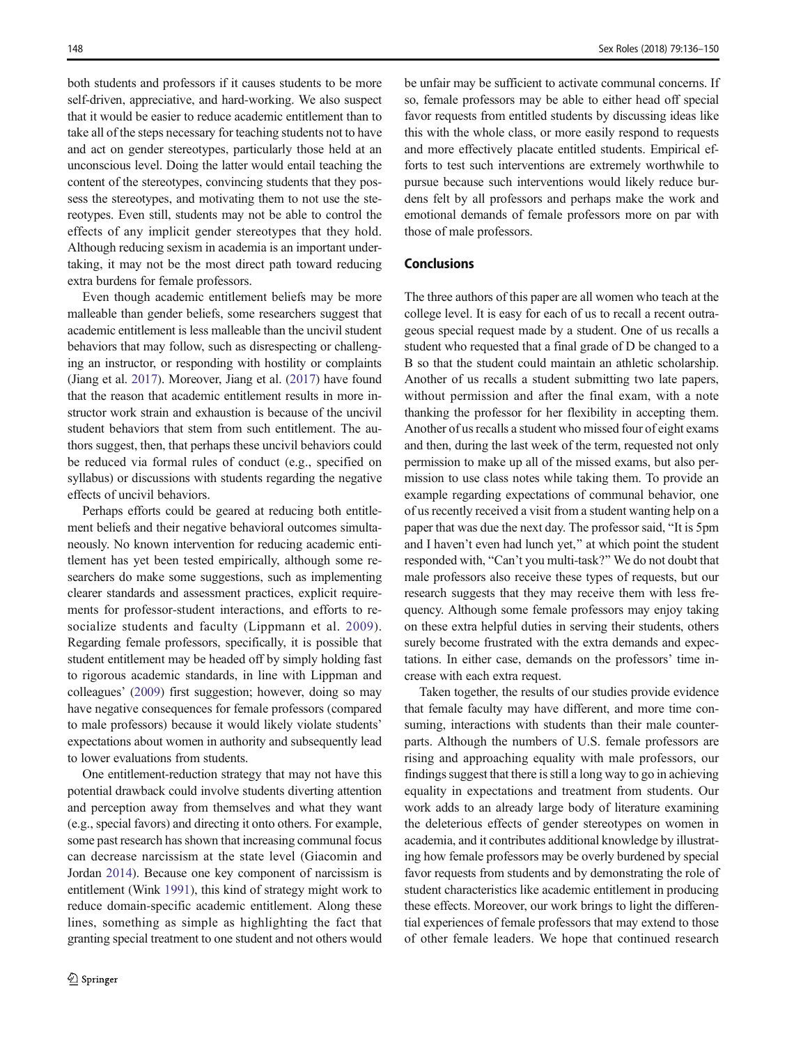both students and professors if it causes students to be more self-driven, appreciative, and hard-working. We also suspect that it would be easier to reduce academic entitlement than to take all of the steps necessary for teaching students not to have and act on gender stereotypes, particularly those held at an unconscious level. Doing the latter would entail teaching the content of the stereotypes, convincing students that they possess the stereotypes, and motivating them to not use the stereotypes. Even still, students may not be able to control the effects of any implicit gender stereotypes that they hold. Although reducing sexism in academia is an important undertaking, it may not be the most direct path toward reducing extra burdens for female professors.

Even though academic entitlement beliefs may be more malleable than gender beliefs, some researchers suggest that academic entitlement is less malleable than the uncivil student behaviors that may follow, such as disrespecting or challenging an instructor, or responding with hostility or complaints (Jiang et al. 2017). Moreover, Jiang et al. (2017) have found that the reason that academic entitlement results in more instructor work strain and exhaustion is because of the uncivil student behaviors that stem from such entitlement. The authors suggest, then, that perhaps these uncivil behaviors could be reduced via formal rules of conduct (e.g., specified on syllabus) or discussions with students regarding the negative effects of uncivil behaviors.

Perhaps efforts could be geared at reducing both entitlement beliefs and their negative behavioral outcomes simultaneously. No known intervention for reducing academic entitlement has yet been tested empirically, although some researchers do make some suggestions, such as implementing clearer standards and assessment practices, explicit requirements for professor-student interactions, and efforts to resocialize students and faculty (Lippmann et al. 2009). Regarding female professors, specifically, it is possible that student entitlement may be headed off by simply holding fast to rigorous academic standards, in line with Lippman and colleagues' (2009) first suggestion; however, doing so may have negative consequences for female professors (compared to male professors) because it would likely violate students' expectations about women in authority and subsequently lead to lower evaluations from students.

One entitlement-reduction strategy that may not have this potential drawback could involve students diverting attention and perception away from themselves and what they want (e.g., special favors) and directing it onto others. For example, some past research has shown that increasing communal focus can decrease narcissism at the state level (Giacomin and Jordan 2014). Because one key component of narcissism is entitlement (Wink 1991), this kind of strategy might work to reduce domain-specific academic entitlement. Along these lines, something as simple as highlighting the fact that granting special treatment to one student and not others would be unfair may be sufficient to activate communal concerns. If so, female professors may be able to either head off special favor requests from entitled students by discussing ideas like this with the whole class, or more easily respond to requests and more effectively placate entitled students. Empirical efforts to test such interventions are extremely worthwhile to pursue because such interventions would likely reduce burdens felt by all professors and perhaps make the work and emotional demands of female professors more on par with those of male professors.

## Conclusions

The three authors of this paper are all women who teach at the college level. It is easy for each of us to recall a recent outrageous special request made by a student. One of us recalls a student who requested that a final grade of D be changed to a B so that the student could maintain an athletic scholarship. Another of us recalls a student submitting two late papers, without permission and after the final exam, with a note thanking the professor for her flexibility in accepting them. Another of us recalls a student who missed four of eight exams and then, during the last week of the term, requested not only permission to make up all of the missed exams, but also permission to use class notes while taking them. To provide an example regarding expectations of communal behavior, one of us recently received a visit from a student wanting help on a paper that was due the next day. The professor said, "It is 5pm and I haven't even had lunch yet," at which point the student responded with, "Can't you multi-task?" We do not doubt that male professors also receive these types of requests, but our research suggests that they may receive them with less frequency. Although some female professors may enjoy taking on these extra helpful duties in serving their students, others surely become frustrated with the extra demands and expectations. In either case, demands on the professors' time increase with each extra request.

Taken together, the results of our studies provide evidence that female faculty may have different, and more time consuming, interactions with students than their male counterparts. Although the numbers of U.S. female professors are rising and approaching equality with male professors, our findings suggest that there is still a long way to go in achieving equality in expectations and treatment from students. Our work adds to an already large body of literature examining the deleterious effects of gender stereotypes on women in academia, and it contributes additional knowledge by illustrating how female professors may be overly burdened by special favor requests from students and by demonstrating the role of student characteristics like academic entitlement in producing these effects. Moreover, our work brings to light the differential experiences of female professors that may extend to those of other female leaders. We hope that continued research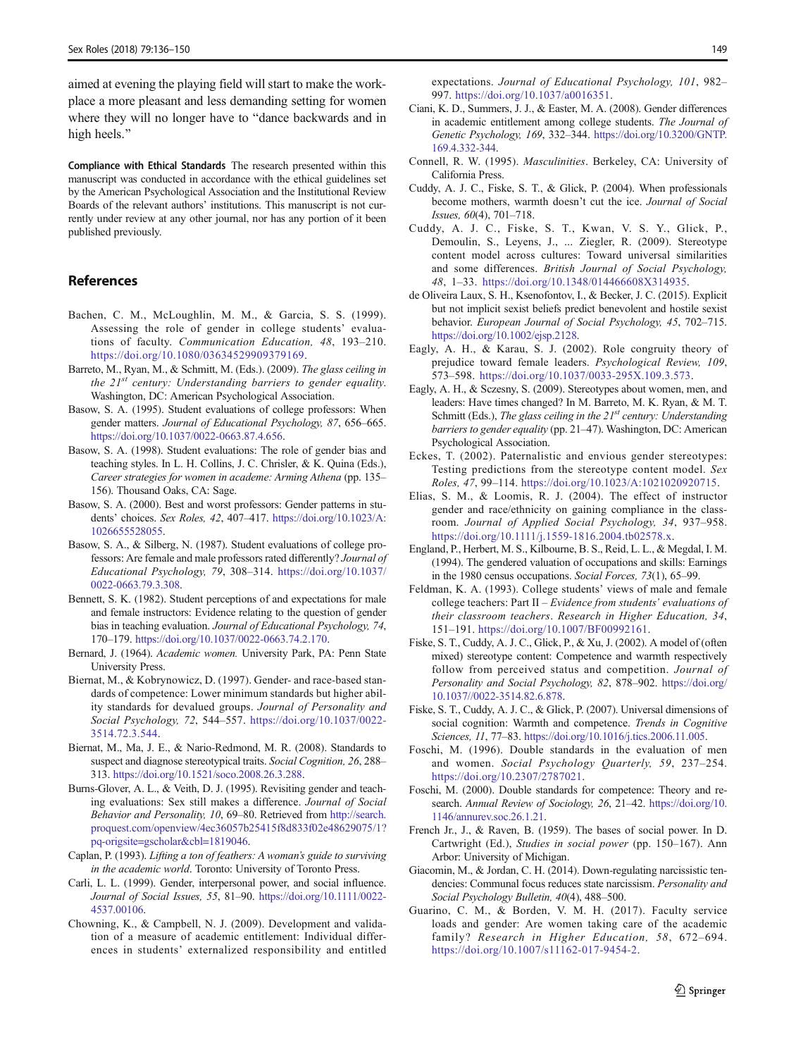aimed at evening the playing field will start to make the workplace a more pleasant and less demanding setting for women where they will no longer have to "dance backwards and in high heels."

**Compliance with Ethical Standards** The research presented within this manuscript was conducted in accordance with the ethical guidelines set by the American Psychological Association and the Institutional Review Boards of the relevant authors' institutions. This manuscript is not currently under review at any other journal, nor has any portion of it been published previously.

## References

Bachen, C. M., McLoughlin, M. M., & Garcia, S. S. (1999). Assessing the role of gender in college students' evaluations of faculty. *Communication Education, 48*, 193–210. https://doi.org/10.1080/03634529909379169.

Barreto, M., Ryan, M., & Schmitt, M. (Eds.). (2009). *The glass ceiling in the 21st century: Understanding barriers to gender equality*. Washington, DC: American Psychological Association.

Basow, S. A. (1995). Student evaluations of college professors: When gender matters. *Journal of Educational Psychology, 87*, 656–665. https://doi.org/10.1037/0022-0663.87.4.656.

Basow, S. A. (1998). Student evaluations: The role of gender bias and teaching styles. In L. H. Collins, J. C. Chrisler, & K. Quina (Eds.), *Career strategies for women in academe: Arming Athena* (pp. 135–156). Thousand Oaks, CA: Sage.

Basow, S. A. (2000). Best and worst professors: Gender patterns in students' choices. *Sex Roles, 42*, 407–417. https://doi.org/10.1023/A:1026655528055.

Basow, S. A., & Silberg, N. (1987). Student evaluations of college professors: Are female and male professors rated differently? *Journal of Educational Psychology, 79*, 308–314. https://doi.org/10.1037/0022-0663.79.3.308.

Bennett, S. K. (1982). Student perceptions of and expectations for male and female instructors: Evidence relating to the question of gender bias in teaching evaluation. *Journal of Educational Psychology, 74*, 170–179. https://doi.org/10.1037/0022-0663.74.2.170.

Bernard, J. (1964). *Academic women.* University Park, PA: Penn State University Press.

Biernat, M., & Kobrynowicz, D. (1997). Gender- and race-based standards of competence: Lower minimum standards but higher ability standards for devalued groups. *Journal of Personality and Social Psychology, 72*, 544–557. https://doi.org/10.1037/0022-3514.72.3.544.

Biernat, M., Ma, J. E., & Nario-Redmond, M. R. (2008). Standards to suspect and diagnose stereotypical traits. *Social Cognition, 26*, 288–313. https://doi.org/10.1521/soco.2008.26.3.288.

Burns-Glover, A. L., & Veith, D. J. (1995). Revisiting gender and teaching evaluations: Sex still makes a difference. *Journal of Social Behavior and Personality, 10*, 69–80. Retrieved from http://search.proquest.com/openview/4ec36057b25415f8d833f02e48629075/1?pq-origsite=gscholar&cbl=1819046.

Caplan, P. (1993). *Lifting a ton of feathers: A woman's guide to surviving in the academic world*. Toronto: University of Toronto Press.

Carli, L. L. (1999). Gender, interpersonal power, and social influence. *Journal of Social Issues, 55*, 81–90. https://doi.org/10.1111/0022-4537.00106.

Chowning, K., & Campbell, N. J. (2009). Development and validation of a measure of academic entitlement: Individual differences in students' externalized responsibility and entitled expectations. *Journal of Educational Psychology, 101*, 982–997. https://doi.org/10.1037/a0016351.

Ciani, K. D., Summers, J. J., & Easter, M. A. (2008). Gender differences in academic entitlement among college students. *The Journal of Genetic Psychology, 169*, 332–344. https://doi.org/10.3200/GNTP.169.4.332-344.

Connell, R. W. (1995). *Masculinities*. Berkeley, CA: University of California Press.

Cuddy, A. J. C., Fiske, S. T., & Glick, P. (2004). When professionals become mothers, warmth doesn't cut the ice. *Journal of Social Issues, 60*(4), 701–718.

Cuddy, A. J. C., Fiske, S. T., Kwan, V. S. Y., Glick, P., Demoulin, S., Leyens, J., ... Ziegler, R. (2009). Stereotype content model across cultures: Toward universal similarities and some differences. *British Journal of Social Psychology, 48*, 1–33. https://doi.org/10.1348/014466608X314935.

de Oliveira Laux, S. H., Ksenofontov, I., & Becker, J. C. (2015). Explicit but not implicit sexist beliefs predict benevolent and hostile sexist behavior. *European Journal of Social Psychology, 45*, 702–715. https://doi.org/10.1002/ejsp.2128.

Eagly, A. H., & Karau, S. J. (2002). Role congruity theory of prejudice toward female leaders. *Psychological Review, 109*, 573–598. https://doi.org/10.1037/0033-295X.109.3.573.

Eagly, A. H., & Sczesny, S. (2009). Stereotypes about women, men, and leaders: Have times changed? In M. Barreto, M. K. Ryan, & M. T. Schmitt (Eds.), *The glass ceiling in the 21st century: Understanding barriers to gender equality* (pp. 21–47). Washington, DC: American Psychological Association.

Eckes, T. (2002). Paternalistic and envious gender stereotypes: Testing predictions from the stereotype content model. *Sex Roles, 47*, 99–114. https://doi.org/10.1023/A:1021020920715.

Elias, S. M., & Loomis, R. J. (2004). The effect of instructor gender and race/ethnicity on gaining compliance in the classroom. *Journal of Applied Social Psychology, 34*, 937–958. https://doi.org/10.1111/j.1559-1816.2004.tb02578.x.

England, P., Herbert, M. S., Kilbourne, B. S., Reid, L. L., & Megdal, I. M. (1994). The gendered valuation of occupations and skills: Earnings in the 1980 census occupations. *Social Forces, 73*(1), 65–99.

Feldman, K. A. (1993). College students' views of male and female college teachers: Part II – *Evidence from students' evaluations of their classroom teachers*. *Research in Higher Education, 34*, 151–191. https://doi.org/10.1007/BF00992161.

Fiske, S. T., Cuddy, A. J. C., Glick, P., & Xu, J. (2002). A model of (often mixed) stereotype content: Competence and warmth respectively follow from perceived status and competition. *Journal of Personality and Social Psychology, 82*, 878–902. https://doi.org/10.1037//0022-3514.82.6.878.

Fiske, S. T., Cuddy, A. J. C., & Glick, P. (2007). Universal dimensions of social cognition: Warmth and competence. *Trends in Cognitive Sciences, 11*, 77–83. https://doi.org/10.1016/j.tics.2006.11.005.

Foschi, M. (1996). Double standards in the evaluation of men and women. *Social Psychology Quarterly, 59*, 237–254. https://doi.org/10.2307/2787021.

Foschi, M. (2000). Double standards for competence: Theory and research. *Annual Review of Sociology, 26*, 21–42. https://doi.org/10.1146/annurev.soc.26.1.21.

French Jr., J., & Raven, B. (1959). The bases of social power. In D. Cartwright (Ed.), *Studies in social power* (pp. 150–167). Ann Arbor: University of Michigan.

Giacomin, M., & Jordan, C. H. (2014). Down-regulating narcissistic tendencies: Communal focus reduces state narcissism. *Personality and Social Psychology Bulletin, 40*(4), 488–500.

Guarino, C. M., & Borden, V. M. H. (2017). Faculty service loads and gender: Are women taking care of the academic family? *Research in Higher Education, 58*, 672–694. https://doi.org/10.1007/s11162-017-9454-2.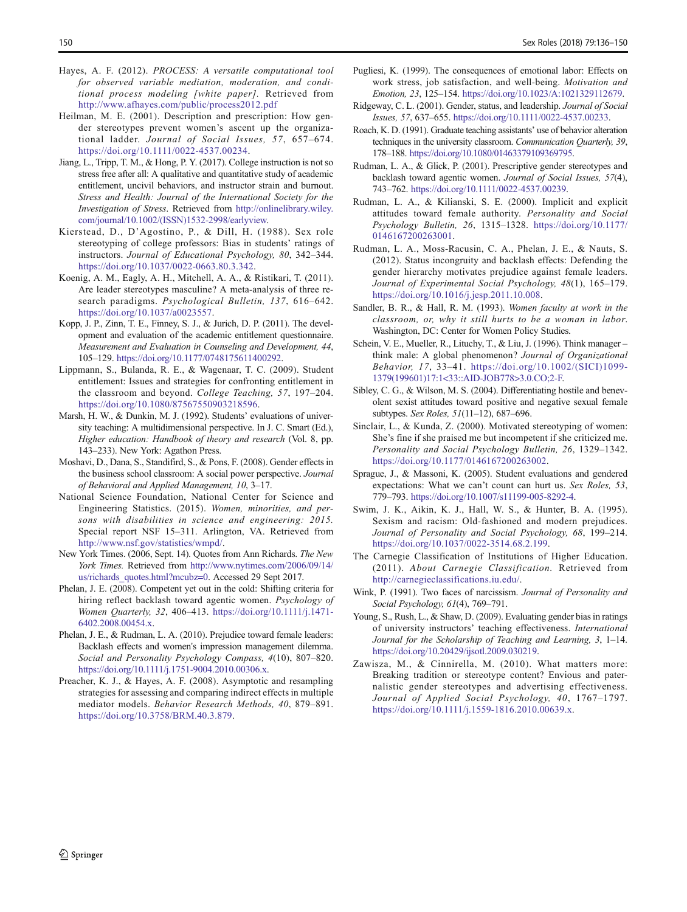Hayes, A. F. (2012). *PROCESS: A versatile computational tool for observed variable mediation, moderation, and conditional process modeling [white paper].* Retrieved from http://www.afhayes.com/public/process2012.pdf

Heilman, M. E. (2001). Description and prescription: How gender stereotypes prevent women's ascent up the organizational ladder. *Journal of Social Issues, 57*, 657–674. https://doi.org/10.1111/0022-4537.00234.

Jiang, L., Tripp, T. M., & Hong, P. Y. (2017). College instruction is not so stress free after all: A qualitative and quantitative study of academic entitlement, uncivil behaviors, and instructor strain and burnout. *Stress and Health: Journal of the International Society for the Investigation of Stress*. Retrieved from http://onlinelibrary.wiley.com/journal/10.1002/(ISSN)1532-2998/earlyview.

Kierstead, D., D'Agostino, P., & Dill, H. (1988). Sex role stereotyping of college professors: Bias in students' ratings of instructors. *Journal of Educational Psychology, 80*, 342–344. https://doi.org/10.1037/0022-0663.80.3.342.

Koenig, A. M., Eagly, A. H., Mitchell, A. A., & Ristikari, T. (2011). Are leader stereotypes masculine? A meta-analysis of three research paradigms. *Psychological Bulletin, 137*, 616–642. https://doi.org/10.1037/a0023557.

Kopp, J. P., Zinn, T. E., Finney, S. J., & Jurich, D. P. (2011). The development and evaluation of the academic entitlement questionnaire. *Measurement and Evaluation in Counseling and Development, 44*, 105–129. https://doi.org/10.1177/0748175611400292.

Lippmann, S., Bulanda, R. E., & Wagenaar, T. C. (2009). Student entitlement: Issues and strategies for confronting entitlement in the classroom and beyond. *College Teaching, 57*, 197–204. https://doi.org/10.1080/87567550903218596.

Marsh, H. W., & Dunkin, M. J. (1992). Students' evaluations of university teaching: A multidimensional perspective. In J. C. Smart (Ed.), *Higher education: Handbook of theory and research* (Vol. 8, pp. 143–233). New York: Agathon Press.

Moshavi, D., Dana, S., Standifird, S., & Pons, F. (2008). Gender effects in the business school classroom: A social power perspective. *Journal of Behavioral and Applied Management, 10*, 3–17.

National Science Foundation, National Center for Science and Engineering Statistics. (2015). *Women, minorities, and persons with disabilities in science and engineering: 2015.* Special report NSF 15–311. Arlington, VA. Retrieved from http://www.nsf.gov/statistics/wmpd/.

New York Times. (2006, Sept. 14). Quotes from Ann Richards. *The New York Times.* Retrieved from http://www.nytimes.com/2006/09/14/us/richards_quotes.html?mcubz=0. Accessed 29 Sept 2017.

Phelan, J. E. (2008). Competent yet out in the cold: Shifting criteria for hiring reflect backlash toward agentic women. *Psychology of Women Quarterly, 32*, 406–413. https://doi.org/10.1111/j.1471-6402.2008.00454.x.

Phelan, J. E., & Rudman, L. A. (2010). Prejudice toward female leaders: Backlash effects and women's impression management dilemma. *Social and Personality Psychology Compass, 4*(10), 807–820. https://doi.org/10.1111/j.1751-9004.2010.00306.x.

Preacher, K. J., & Hayes, A. F. (2008). Asymptotic and resampling strategies for assessing and comparing indirect effects in multiple mediator models. *Behavior Research Methods, 40*, 879–891. https://doi.org/10.3758/BRM.40.3.879.

Pugliesi, K. (1999). The consequences of emotional labor: Effects on work stress, job satisfaction, and well-being. *Motivation and Emotion, 23*, 125–154. https://doi.org/10.1023/A:1021329112679.

Ridgeway, C. L. (2001). Gender, status, and leadership. *Journal of Social Issues, 57*, 637–655. https://doi.org/10.1111/0022-4537.00233.

Roach, K. D. (1991). Graduate teaching assistants' use of behavior alteration techniques in the university classroom. *Communication Quarterly, 39*, 178–188. https://doi.org/10.1080/01463379109369795.

Rudman, L. A., & Glick, P. (2001). Prescriptive gender stereotypes and backlash toward agentic women. *Journal of Social Issues, 57*(4), 743–762. https://doi.org/10.1111/0022-4537.00239.

Rudman, L. A., & Kilianski, S. E. (2000). Implicit and explicit attitudes toward female authority. *Personality and Social Psychology Bulletin, 26*, 1315–1328. https://doi.org/10.1177/0146167200263001.

Rudman, L. A., Moss-Racusin, C. A., Phelan, J. E., & Nauts, S. (2012). Status incongruity and backlash effects: Defending the gender hierarchy motivates prejudice against female leaders. *Journal of Experimental Social Psychology, 48*(1), 165–179. https://doi.org/10.1016/j.jesp.2011.10.008.

Sandler, B. R., & Hall, R. M. (1993). *Women faculty at work in the classroom, or, why it still hurts to be a woman in labor*. Washington, DC: Center for Women Policy Studies.

Schein, V. E., Mueller, R., Lituchy, T., & Liu, J. (1996). Think manager – think male: A global phenomenon? *Journal of Organizational Behavior, 17*, 33–41. https://doi.org/10.1002/(SICI)1099-1379(199601)17:1<33::AID-JOB778>3.0.CO;2-F.

Sibley, C. G., & Wilson, M. S. (2004). Differentiating hostile and benevolent sexist attitudes toward positive and negative sexual female subtypes. *Sex Roles, 51*(11–12), 687–696.

Sinclair, L., & Kunda, Z. (2000). Motivated stereotyping of women: She's fine if she praised me but incompetent if she criticized me. *Personality and Social Psychology Bulletin, 26*, 1329–1342. https://doi.org/10.1177/0146167200263002.

Sprague, J., & Massoni, K. (2005). Student evaluations and gendered expectations: What we can't count can hurt us. *Sex Roles, 53*, 779–793. https://doi.org/10.1007/s11199-005-8292-4.

Swim, J. K., Aikin, K. J., Hall, W. S., & Hunter, B. A. (1995). Sexism and racism: Old-fashioned and modern prejudices. *Journal of Personality and Social Psychology, 68*, 199–214. https://doi.org/10.1037/0022-3514.68.2.199.

The Carnegie Classification of Institutions of Higher Education. (2011). *About Carnegie Classification.* Retrieved from http://carnegieclassifications.iu.edu/.

Wink, P. (1991). Two faces of narcissism. *Journal of Personality and Social Psychology, 61*(4), 769–791.

Young, S., Rush, L., & Shaw, D. (2009). Evaluating gender bias in ratings of university instructors' teaching effectiveness. *International Journal for the Scholarship of Teaching and Learning, 3*, 1–14. https://doi.org/10.20429/ijsotl.2009.030219.

Zawisza, M., & Cinnirella, M. (2010). What matters more: Breaking tradition or stereotype content? Envious and paternalistic gender stereotypes and advertising effectiveness. *Journal of Applied Social Psychology, 40*, 1767–1797. https://doi.org/10.1111/j.1559-1816.2010.00639.x.